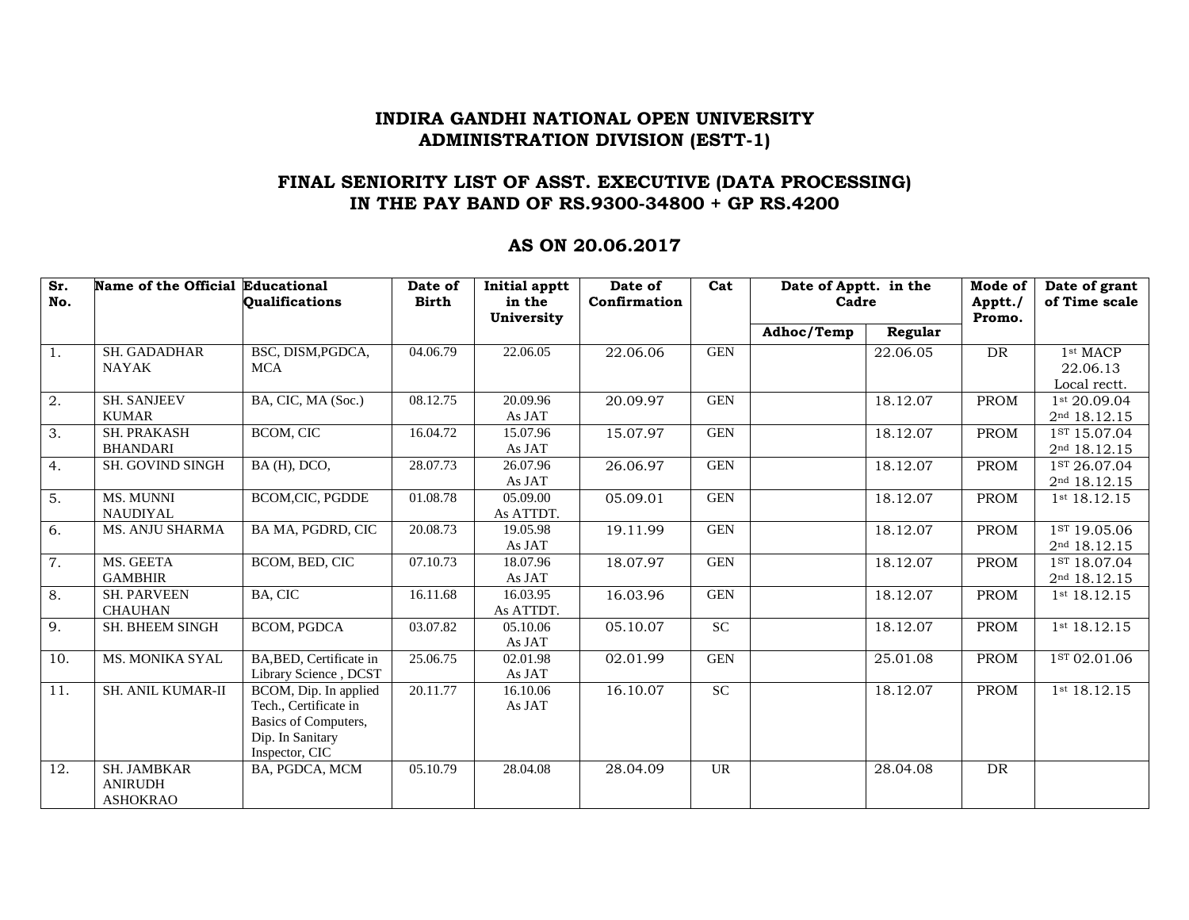## INDIRA GANDHI NATIONAL OPEN UNIVERSITY
## ADMINISTRATION DIVISION (ESTT-1)

## FINAL SENIORITY LIST OF ASST. EXECUTIVE (DATA PROCESSING) IN THE PAY BAND OF RS.9300-34800 + GP RS.4200

## AS ON 20.06.2017

| Sr. No. | Name of the Official | Educational Qualifications | Date of Birth | Initial apptt in the University | Date of Confirmation | Cat | Date of Apptt. in the Cadre | | Mode of Apptt./ Promo. | Date of grant of Time scale |
|---|---|---|---|---|---|---|---|---|---|---|
| | | | | | | | Adhoc/Temp | Regular | | |
| 1. | SH. GADADHAR NAYAK | BSC, DISM,PGDCA, MCA | 04.06.79 | 22.06.05 | 22.06.06 | GEN | | 22.06.05 | DR | 1st MACP 22.06.13 Local rectt. |
| 2. | SH. SANJEEV KUMAR | BA, CIC, MA (Soc.) | 08.12.75 | 20.09.96 As JAT | 20.09.97 | GEN | | 18.12.07 | PROM | 1st 20.09.04 2nd 18.12.15 |
| 3. | SH. PRAKASH BHANDARI | BCOM, CIC | 16.04.72 | 15.07.96 As JAT | 15.07.97 | GEN | | 18.12.07 | PROM | 1ST 15.07.04 2nd 18.12.15 |
| 4. | SH. GOVIND SINGH | BA (H), DCO, | 28.07.73 | 26.07.96 As JAT | 26.06.97 | GEN | | 18.12.07 | PROM | 1ST 26.07.04 2nd 18.12.15 |
| 5. | MS. MUNNI NAUDIYAL | BCOM,CIC, PGDDE | 01.08.78 | 05.09.00 As ATTDT. | 05.09.01 | GEN | | 18.12.07 | PROM | 1st 18.12.15 |
| 6. | MS. ANJU SHARMA | BA MA, PGDRD, CIC | 20.08.73 | 19.05.98 As JAT | 19.11.99 | GEN | | 18.12.07 | PROM | 1ST 19.05.06 2nd 18.12.15 |
| 7. | MS. GEETA GAMBHIR | BCOM, BED, CIC | 07.10.73 | 18.07.96 As JAT | 18.07.97 | GEN | | 18.12.07 | PROM | 1ST 18.07.04 2nd 18.12.15 |
| 8. | SH. PARVEEN CHAUHAN | BA, CIC | 16.11.68 | 16.03.95 As ATTDT. | 16.03.96 | GEN | | 18.12.07 | PROM | 1st 18.12.15 |
| 9. | SH. BHEEM SINGH | BCOM, PGDCA | 03.07.82 | 05.10.06 As JAT | 05.10.07 | SC | | 18.12.07 | PROM | 1st 18.12.15 |
| 10. | MS. MONIKA SYAL | BA,BED, Certificate in Library Science , DCST | 25.06.75 | 02.01.98 As JAT | 02.01.99 | GEN | | 25.01.08 | PROM | 1ST 02.01.06 |
| 11. | SH. ANIL KUMAR-II | BCOM, Dip. In applied Tech., Certificate in Basics of Computers, Dip. In Sanitary Inspector, CIC | 20.11.77 | 16.10.06 As JAT | 16.10.07 | SC | | 18.12.07 | PROM | 1st 18.12.15 |
| 12. | SH. JAMBKAR ANIRUDH ASHOKRAO | BA, PGDCA, MCM | 05.10.79 | 28.04.08 | 28.04.09 | UR | | 28.04.08 | DR | |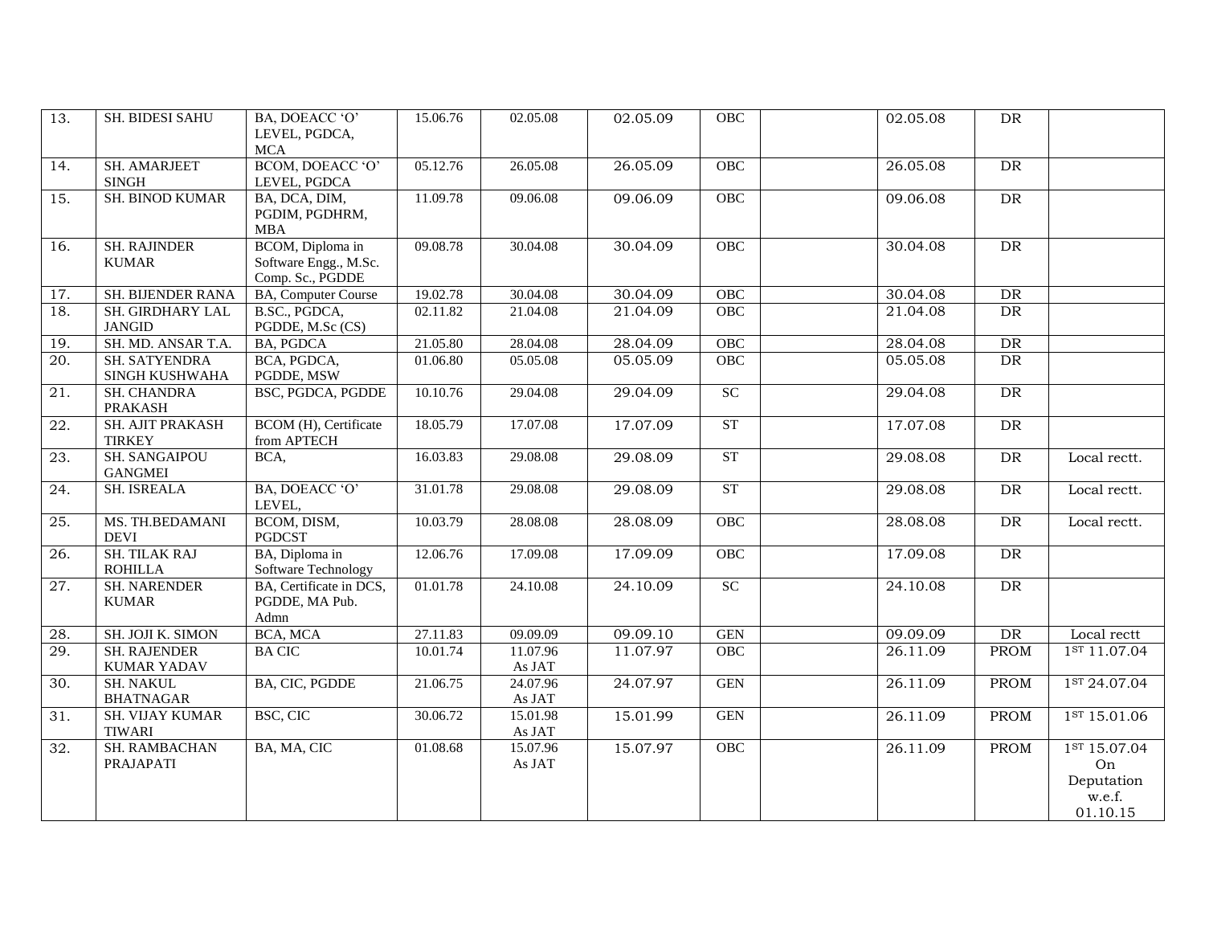| | | | | | | | | | | |
|---|---|---|---|---|---|---|---|---|---|---|
| 13. | SH. BIDESI SAHU | BA, DOEACC 'O' LEVEL, PGDCA, MCA | 15.06.76 | 02.05.08 | 02.05.09 | OBC | | 02.05.08 | DR | |
| 14. | SH. AMARJEET SINGH | BCOM, DOEACC 'O' LEVEL, PGDCA | 05.12.76 | 26.05.08 | 26.05.09 | OBC | | 26.05.08 | DR | |
| 15. | SH. BINOD KUMAR | BA, DCA, DIM, PGDIM, PGDHRM, MBA | 11.09.78 | 09.06.08 | 09.06.09 | OBC | | 09.06.08 | DR | |
| 16. | SH. RAJINDER KUMAR | BCOM, Diploma in Software Engg., M.Sc. Comp. Sc., PGDDE | 09.08.78 | 30.04.08 | 30.04.09 | OBC | | 30.04.08 | DR | |
| 17. | SH. BIJENDER RANA | BA, Computer Course | 19.02.78 | 30.04.08 | 30.04.09 | OBC | | 30.04.08 | DR | |
| 18. | SH. GIRDHARY LAL JANGID | B.SC., PGDCA, PGDDE, M.Sc (CS) | 02.11.82 | 21.04.08 | 21.04.09 | OBC | | 21.04.08 | DR | |
| 19. | SH. MD. ANSAR T.A. | BA, PGDCA | 21.05.80 | 28.04.08 | 28.04.09 | OBC | | 28.04.08 | DR | |
| 20. | SH. SATYENDRA SINGH KUSHWAHA | BCA, PGDCA, PGDDE, MSW | 01.06.80 | 05.05.08 | 05.05.09 | OBC | | 05.05.08 | DR | |
| 21. | SH. CHANDRA PRAKASH | BSC, PGDCA, PGDDE | 10.10.76 | 29.04.08 | 29.04.09 | SC | | 29.04.08 | DR | |
| 22. | SH. AJIT PRAKASH TIRKEY | BCOM (H), Certificate from APTECH | 18.05.79 | 17.07.08 | 17.07.09 | ST | | 17.07.08 | DR | |
| 23. | SH. SANGAIPOU GANGMEI | BCA, | 16.03.83 | 29.08.08 | 29.08.09 | ST | | 29.08.08 | DR | Local rectt. |
| 24. | SH. ISREALA | BA, DOEACC 'O' LEVEL, | 31.01.78 | 29.08.08 | 29.08.09 | ST | | 29.08.08 | DR | Local rectt. |
| 25. | MS. TH.BEDAMANI DEVI | BCOM, DISM, PGDCST | 10.03.79 | 28.08.08 | 28.08.09 | OBC | | 28.08.08 | DR | Local rectt. |
| 26. | SH. TILAK RAJ ROHILLA | BA, Diploma in Software Technology | 12.06.76 | 17.09.08 | 17.09.09 | OBC | | 17.09.08 | DR | |
| 27. | SH. NARENDER KUMAR | BA, Certificate in DCS, PGDDE, MA Pub. Admn | 01.01.78 | 24.10.08 | 24.10.09 | SC | | 24.10.08 | DR | |
| 28. | SH. JOJI K. SIMON | BCA, MCA | 27.11.83 | 09.09.09 | 09.09.10 | GEN | | 09.09.09 | DR | Local rectt |
| 29. | SH. RAJENDER KUMAR YADAV | BA CIC | 10.01.74 | 11.07.96 As JAT | 11.07.97 | OBC | | 26.11.09 | PROM | 1ST 11.07.04 |
| 30. | SH. NAKUL BHATNAGAR | BA, CIC, PGDDE | 21.06.75 | 24.07.96 As JAT | 24.07.97 | GEN | | 26.11.09 | PROM | 1ST 24.07.04 |
| 31. | SH. VIJAY KUMAR TIWARI | BSC, CIC | 30.06.72 | 15.01.98 As JAT | 15.01.99 | GEN | | 26.11.09 | PROM | 1ST 15.01.06 |
| 32. | SH. RAMBACHAN PRAJAPATI | BA, MA, CIC | 01.08.68 | 15.07.96 As JAT | 15.07.97 | OBC | | 26.11.09 | PROM | 1ST 15.07.04 On Deputation w.e.f. 01.10.15 |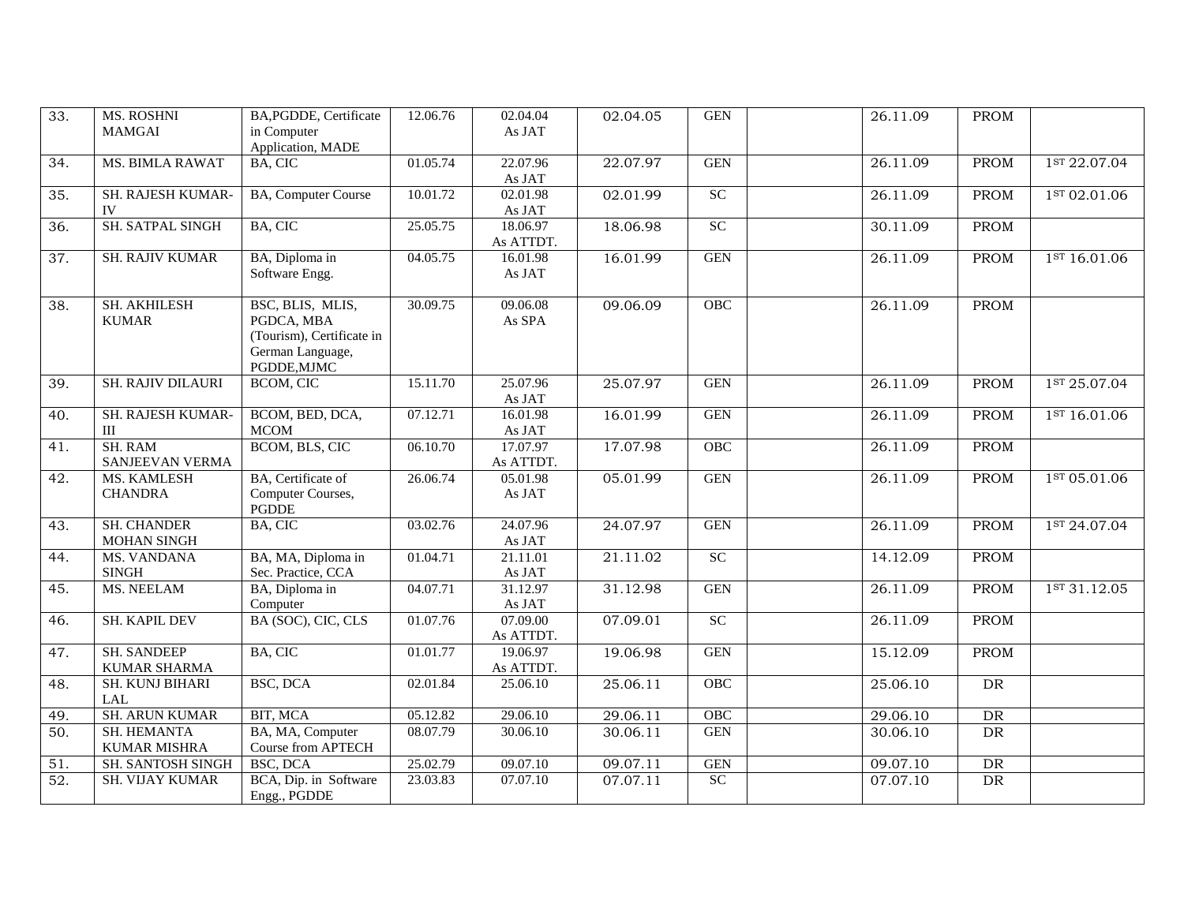| | | | | | | | | | | |
|---|---|---|---|---|---|---|---|---|---|---|
| 33. | MS. ROSHNI MAMGAI | BA,PGDDE, Certificate in Computer Application, MADE | 12.06.76 | 02.04.04 As JAT | 02.04.05 | GEN | | 26.11.09 | PROM | |
| 34. | MS. BIMLA RAWAT | BA, CIC | 01.05.74 | 22.07.96 As JAT | 22.07.97 | GEN | | 26.11.09 | PROM | 1ST 22.07.04 |
| 35. | SH. RAJESH KUMAR-IV | BA, Computer Course | 10.01.72 | 02.01.98 As JAT | 02.01.99 | SC | | 26.11.09 | PROM | 1ST 02.01.06 |
| 36. | SH. SATPAL SINGH | BA, CIC | 25.05.75 | 18.06.97 As ATTDT. | 18.06.98 | SC | | 30.11.09 | PROM | |
| 37. | SH. RAJIV KUMAR | BA, Diploma in Software Engg. | 04.05.75 | 16.01.98 As JAT | 16.01.99 | GEN | | 26.11.09 | PROM | 1ST 16.01.06 |
| 38. | SH. AKHILESH KUMAR | BSC, BLIS, MLIS, PGDCA, MBA (Tourism), Certificate in German Language, PGDDE,MJMC | 30.09.75 | 09.06.08 As SPA | 09.06.09 | OBC | | 26.11.09 | PROM | |
| 39. | SH. RAJIV DILAURI | BCOM, CIC | 15.11.70 | 25.07.96 As JAT | 25.07.97 | GEN | | 26.11.09 | PROM | 1ST 25.07.04 |
| 40. | SH. RAJESH KUMAR-III | BCOM, BED, DCA, MCOM | 07.12.71 | 16.01.98 As JAT | 16.01.99 | GEN | | 26.11.09 | PROM | 1ST 16.01.06 |
| 41. | SH. RAM SANJEEVAN VERMA | BCOM, BLS, CIC | 06.10.70 | 17.07.97 As ATTDT. | 17.07.98 | OBC | | 26.11.09 | PROM | |
| 42. | MS. KAMLESH CHANDRA | BA, Certificate of Computer Courses, PGDDE | 26.06.74 | 05.01.98 As JAT | 05.01.99 | GEN | | 26.11.09 | PROM | 1ST 05.01.06 |
| 43. | SH. CHANDER MOHAN SINGH | BA, CIC | 03.02.76 | 24.07.96 As JAT | 24.07.97 | GEN | | 26.11.09 | PROM | 1ST 24.07.04 |
| 44. | MS. VANDANA SINGH | BA, MA, Diploma in Sec. Practice, CCA | 01.04.71 | 21.11.01 As JAT | 21.11.02 | SC | | 14.12.09 | PROM | |
| 45. | MS. NEELAM | BA, Diploma in Computer | 04.07.71 | 31.12.97 As JAT | 31.12.98 | GEN | | 26.11.09 | PROM | 1ST 31.12.05 |
| 46. | SH. KAPIL DEV | BA (SOC), CIC, CLS | 01.07.76 | 07.09.00 As ATTDT. | 07.09.01 | SC | | 26.11.09 | PROM | |
| 47. | SH. SANDEEP KUMAR SHARMA | BA, CIC | 01.01.77 | 19.06.97 As ATTDT. | 19.06.98 | GEN | | 15.12.09 | PROM | |
| 48. | SH. KUNJ BIHARI LAL | BSC, DCA | 02.01.84 | 25.06.10 | 25.06.11 | OBC | | 25.06.10 | DR | |
| 49. | SH. ARUN KUMAR | BIT, MCA | 05.12.82 | 29.06.10 | 29.06.11 | OBC | | 29.06.10 | DR | |
| 50. | SH. HEMANTA KUMAR MISHRA | BA, MA, Computer Course from APTECH | 08.07.79 | 30.06.10 | 30.06.11 | GEN | | 30.06.10 | DR | |
| 51. | SH. SANTOSH SINGH | BSC, DCA | 25.02.79 | 09.07.10 | 09.07.11 | GEN | | 09.07.10 | DR | |
| 52. | SH. VIJAY KUMAR | BCA, Dip. in Software Engg., PGDDE | 23.03.83 | 07.07.10 | 07.07.11 | SC | | 07.07.10 | DR | |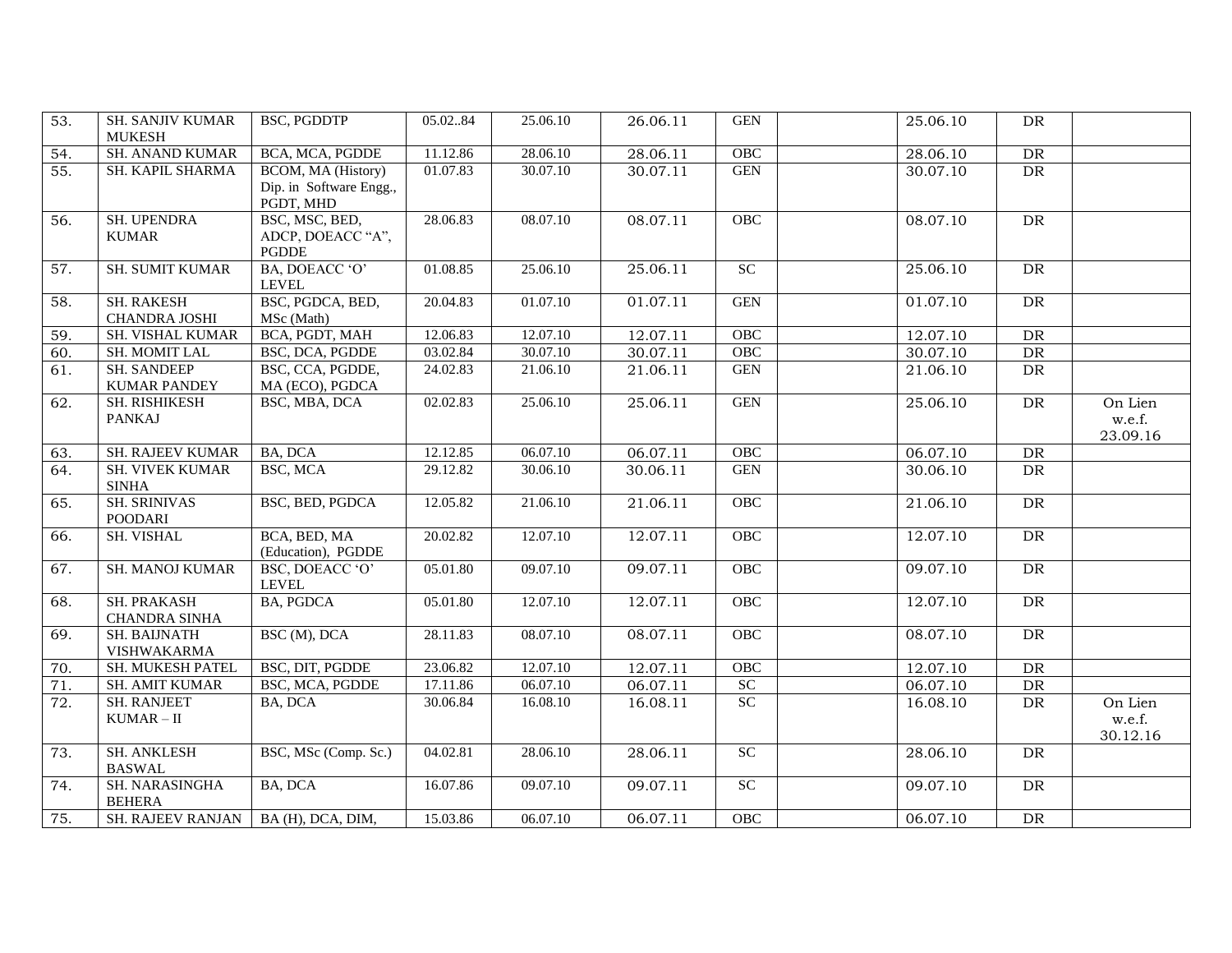| | | | | | | | | | | |
|---|---|---|---|---|---|---|---|---|---|---|
| 53. | SH. SANJIV KUMAR MUKESH | BSC, PGDDTP | 05.02..84 | 25.06.10 | 26.06.11 | GEN | | 25.06.10 | DR | |
| 54. | SH. ANAND KUMAR | BCA, MCA, PGDDE | 11.12.86 | 28.06.10 | 28.06.11 | OBC | | 28.06.10 | DR | |
| 55. | SH. KAPIL SHARMA | BCOM, MA (History) Dip. in Software Engg., PGDT, MHD | 01.07.83 | 30.07.10 | 30.07.11 | GEN | | 30.07.10 | DR | |
| 56. | SH. UPENDRA KUMAR | BSC, MSC, BED, ADCP, DOEACC "A", PGDDE | 28.06.83 | 08.07.10 | 08.07.11 | OBC | | 08.07.10 | DR | |
| 57. | SH. SUMIT KUMAR | BA, DOEACC 'O' LEVEL | 01.08.85 | 25.06.10 | 25.06.11 | SC | | 25.06.10 | DR | |
| 58. | SH. RAKESH CHANDRA JOSHI | BSC, PGDCA, BED, MSc (Math) | 20.04.83 | 01.07.10 | 01.07.11 | GEN | | 01.07.10 | DR | |
| 59. | SH. VISHAL KUMAR | BCA, PGDT, MAH | 12.06.83 | 12.07.10 | 12.07.11 | OBC | | 12.07.10 | DR | |
| 60. | SH. MOMIT LAL | BSC, DCA, PGDDE | 03.02.84 | 30.07.10 | 30.07.11 | OBC | | 30.07.10 | DR | |
| 61. | SH. SANDEEP KUMAR PANDEY | BSC, CCA, PGDDE, MA (ECO), PGDCA | 24.02.83 | 21.06.10 | 21.06.11 | GEN | | 21.06.10 | DR | |
| 62. | SH. RISHIKESH PANKAJ | BSC, MBA, DCA | 02.02.83 | 25.06.10 | 25.06.11 | GEN | | 25.06.10 | DR | On Lien w.e.f. 23.09.16 |
| 63. | SH. RAJEEV KUMAR | BA, DCA | 12.12.85 | 06.07.10 | 06.07.11 | OBC | | 06.07.10 | DR | |
| 64. | SH. VIVEK KUMAR SINHA | BSC, MCA | 29.12.82 | 30.06.10 | 30.06.11 | GEN | | 30.06.10 | DR | |
| 65. | SH. SRINIVAS POODARI | BSC, BED, PGDCA | 12.05.82 | 21.06.10 | 21.06.11 | OBC | | 21.06.10 | DR | |
| 66. | SH. VISHAL | BCA, BED, MA (Education), PGDDE | 20.02.82 | 12.07.10 | 12.07.11 | OBC | | 12.07.10 | DR | |
| 67. | SH. MANOJ KUMAR | BSC, DOEACC 'O' LEVEL | 05.01.80 | 09.07.10 | 09.07.11 | OBC | | 09.07.10 | DR | |
| 68. | SH. PRAKASH CHANDRA SINHA | BA, PGDCA | 05.01.80 | 12.07.10 | 12.07.11 | OBC | | 12.07.10 | DR | |
| 69. | SH. BAIJNATH VISHWAKARMA | BSC (M), DCA | 28.11.83 | 08.07.10 | 08.07.11 | OBC | | 08.07.10 | DR | |
| 70. | SH. MUKESH PATEL | BSC, DIT, PGDDE | 23.06.82 | 12.07.10 | 12.07.11 | OBC | | 12.07.10 | DR | |
| 71. | SH. AMIT KUMAR | BSC, MCA, PGDDE | 17.11.86 | 06.07.10 | 06.07.11 | SC | | 06.07.10 | DR | |
| 72. | SH. RANJEET KUMAR – II | BA, DCA | 30.06.84 | 16.08.10 | 16.08.11 | SC | | 16.08.10 | DR | On Lien w.e.f. 30.12.16 |
| 73. | SH. ANKLESH BASWAL | BSC, MSc (Comp. Sc.) | 04.02.81 | 28.06.10 | 28.06.11 | SC | | 28.06.10 | DR | |
| 74. | SH. NARASINGHA BEHERA | BA, DCA | 16.07.86 | 09.07.10 | 09.07.11 | SC | | 09.07.10 | DR | |
| 75. | SH. RAJEEV RANJAN | BA (H), DCA, DIM, | 15.03.86 | 06.07.10 | 06.07.11 | OBC | | 06.07.10 | DR | |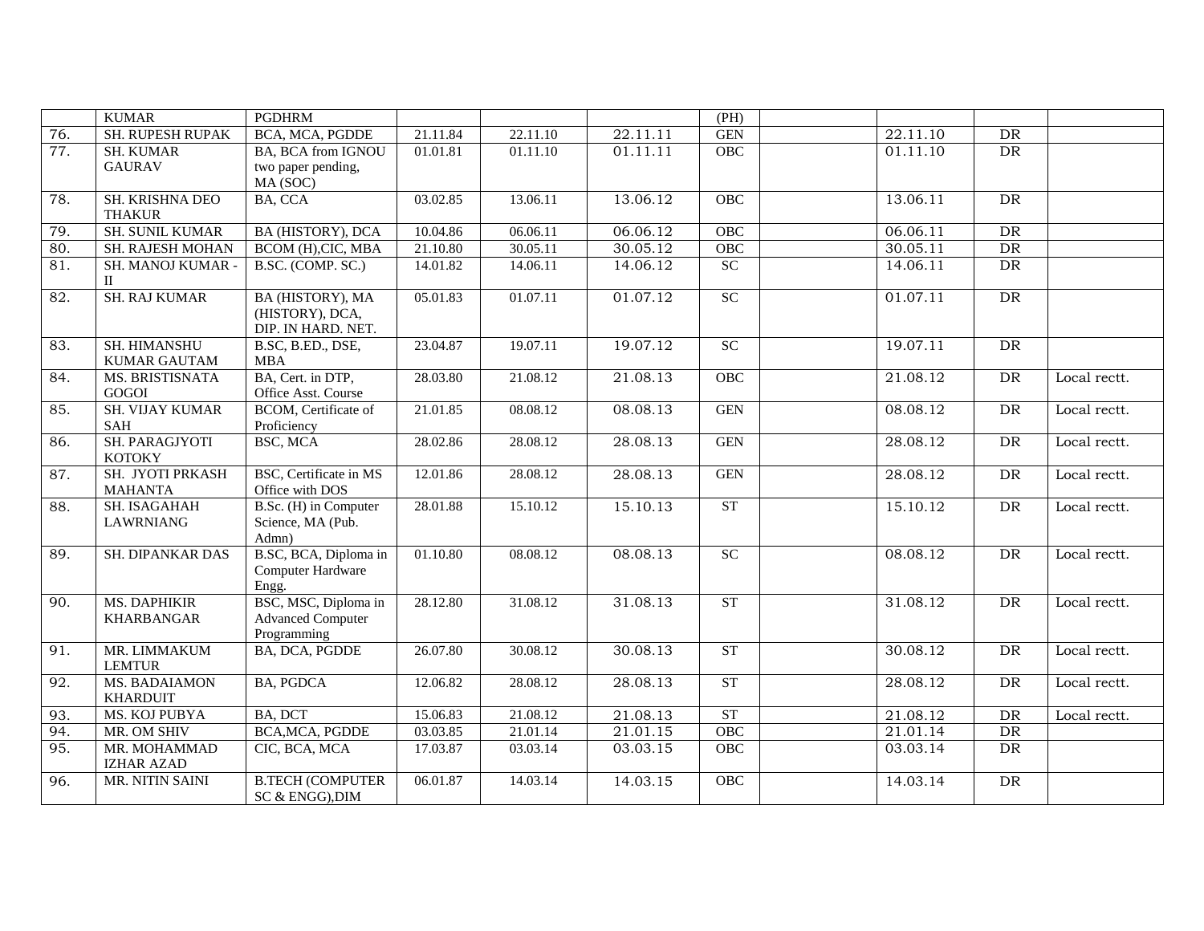|  | KUMAR | PGDHRM |  |  |  | (PH) |  |  |  |  |
|---|---|---|---|---|---|---|---|---|---|---|
| 76. | SH. RUPESH RUPAK | BCA, MCA, PGDDE | 21.11.84 | 22.11.10 | 22.11.11 | GEN |  | 22.11.10 | DR |  |
| 77. | SH. KUMAR GAURAV | BA, BCA from IGNOU two paper pending, MA (SOC) | 01.01.81 | 01.11.10 | 01.11.11 | OBC |  | 01.11.10 | DR |  |
| 78. | SH. KRISHNA DEO THAKUR | BA, CCA | 03.02.85 | 13.06.11 | 13.06.12 | OBC |  | 13.06.11 | DR |  |
| 79. | SH. SUNIL KUMAR | BA (HISTORY), DCA | 10.04.86 | 06.06.11 | 06.06.12 | OBC |  | 06.06.11 | DR |  |
| 80. | SH. RAJESH MOHAN | BCOM (H),CIC, MBA | 21.10.80 | 30.05.11 | 30.05.12 | OBC |  | 30.05.11 | DR |  |
| 81. | SH. MANOJ KUMAR - II | B.SC. (COMP. SC.) | 14.01.82 | 14.06.11 | 14.06.12 | SC |  | 14.06.11 | DR |  |
| 82. | SH. RAJ KUMAR | BA (HISTORY), MA (HISTORY), DCA, DIP. IN HARD. NET. | 05.01.83 | 01.07.11 | 01.07.12 | SC |  | 01.07.11 | DR |  |
| 83. | SH. HIMANSHU KUMAR GAUTAM | B.SC, B.ED., DSE, MBA | 23.04.87 | 19.07.11 | 19.07.12 | SC |  | 19.07.11 | DR |  |
| 84. | MS. BRISTISNATA GOGOI | BA, Cert. in DTP, Office Asst. Course | 28.03.80 | 21.08.12 | 21.08.13 | OBC |  | 21.08.12 | DR | Local rectt. |
| 85. | SH. VIJAY KUMAR SAH | BCOM, Certificate of Proficiency | 21.01.85 | 08.08.12 | 08.08.13 | GEN |  | 08.08.12 | DR | Local rectt. |
| 86. | SH. PARAGJYOTI KOTOKY | BSC, MCA | 28.02.86 | 28.08.12 | 28.08.13 | GEN |  | 28.08.12 | DR | Local rectt. |
| 87. | SH. JYOTI PRKASH MAHANTA | BSC, Certificate in MS Office with DOS | 12.01.86 | 28.08.12 | 28.08.13 | GEN |  | 28.08.12 | DR | Local rectt. |
| 88. | SH. ISAGAHAH LAWRNIANG | B.Sc. (H) in Computer Science, MA (Pub. Admn) | 28.01.88 | 15.10.12 | 15.10.13 | ST |  | 15.10.12 | DR | Local rectt. |
| 89. | SH. DIPANKAR DAS | B.SC, BCA, Diploma in Computer Hardware Engg. | 01.10.80 | 08.08.12 | 08.08.13 | SC |  | 08.08.12 | DR | Local rectt. |
| 90. | MS. DAPHIKIR KHARBANGAR | BSC, MSC, Diploma in Advanced Computer Programming | 28.12.80 | 31.08.12 | 31.08.13 | ST |  | 31.08.12 | DR | Local rectt. |
| 91. | MR. LIMMAKUM LEMTUR | BA, DCA, PGDDE | 26.07.80 | 30.08.12 | 30.08.13 | ST |  | 30.08.12 | DR | Local rectt. |
| 92. | MS. BADAIAMON KHARDUIT | BA, PGDCA | 12.06.82 | 28.08.12 | 28.08.13 | ST |  | 28.08.12 | DR | Local rectt. |
| 93. | MS. KOJ PUBYA | BA, DCT | 15.06.83 | 21.08.12 | 21.08.13 | ST |  | 21.08.12 | DR | Local rectt. |
| 94. | MR. OM SHIV | BCA,MCA, PGDDE | 03.03.85 | 21.01.14 | 21.01.15 | OBC |  | 21.01.14 | DR |  |
| 95. | MR. MOHAMMAD IZHAR AZAD | CIC, BCA, MCA | 17.03.87 | 03.03.14 | 03.03.15 | OBC |  | 03.03.14 | DR |  |
| 96. | MR. NITIN SAINI | B.TECH (COMPUTER SC & ENGG),DIM | 06.01.87 | 14.03.14 | 14.03.15 | OBC |  | 14.03.14 | DR |  |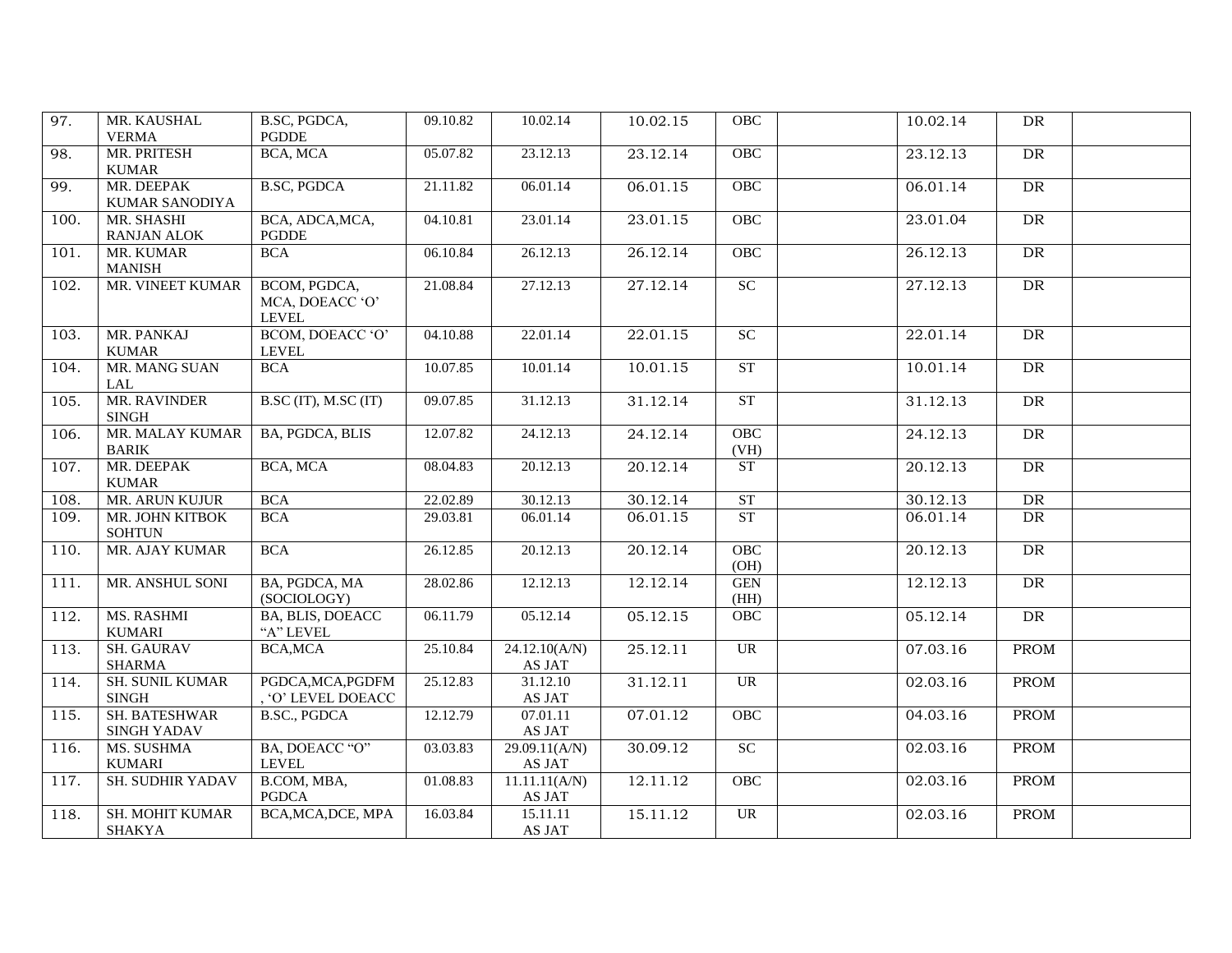| 97. | MR. KAUSHAL VERMA | B.SC, PGDCA, PGDDE | 09.10.82 | 10.02.14 | 10.02.15 | OBC | | 10.02.14 | DR | |
|---|---|---|---|---|---|---|---|---|---|---|
| 98. | MR. PRITESH KUMAR | BCA, MCA | 05.07.82 | 23.12.13 | 23.12.14 | OBC | | 23.12.13 | DR | |
| 99. | MR. DEEPAK KUMAR SANODIYA | B.SC, PGDCA | 21.11.82 | 06.01.14 | 06.01.15 | OBC | | 06.01.14 | DR | |
| 100. | MR. SHASHI RANJAN ALOK | BCA, ADCA,MCA, PGDDE | 04.10.81 | 23.01.14 | 23.01.15 | OBC | | 23.01.04 | DR | |
| 101. | MR. KUMAR MANISH | BCA | 06.10.84 | 26.12.13 | 26.12.14 | OBC | | 26.12.13 | DR | |
| 102. | MR. VINEET KUMAR | BCOM, PGDCA, MCA, DOEACC 'O' LEVEL | 21.08.84 | 27.12.13 | 27.12.14 | SC | | 27.12.13 | DR | |
| 103. | MR. PANKAJ KUMAR | BCOM, DOEACC 'O' LEVEL | 04.10.88 | 22.01.14 | 22.01.15 | SC | | 22.01.14 | DR | |
| 104. | MR. MANG SUAN LAL | BCA | 10.07.85 | 10.01.14 | 10.01.15 | ST | | 10.01.14 | DR | |
| 105. | MR. RAVINDER SINGH | B.SC (IT), M.SC (IT) | 09.07.85 | 31.12.13 | 31.12.14 | ST | | 31.12.13 | DR | |
| 106. | MR. MALAY KUMAR BARIK | BA, PGDCA, BLIS | 12.07.82 | 24.12.13 | 24.12.14 | OBC (VH) | | 24.12.13 | DR | |
| 107. | MR. DEEPAK KUMAR | BCA, MCA | 08.04.83 | 20.12.13 | 20.12.14 | ST | | 20.12.13 | DR | |
| 108. | MR. ARUN KUJUR | BCA | 22.02.89 | 30.12.13 | 30.12.14 | ST | | 30.12.13 | DR | |
| 109. | MR. JOHN KITBOK SOHTUN | BCA | 29.03.81 | 06.01.14 | 06.01.15 | ST | | 06.01.14 | DR | |
| 110. | MR. AJAY KUMAR | BCA | 26.12.85 | 20.12.13 | 20.12.14 | OBC (OH) | | 20.12.13 | DR | |
| 111. | MR. ANSHUL SONI | BA, PGDCA, MA (SOCIOLOGY) | 28.02.86 | 12.12.13 | 12.12.14 | GEN (HH) | | 12.12.13 | DR | |
| 112. | MS. RASHMI KUMARI | BA, BLIS, DOEACC "A" LEVEL | 06.11.79 | 05.12.14 | 05.12.15 | OBC | | 05.12.14 | DR | |
| 113. | SH. GAURAV SHARMA | BCA,MCA | 25.10.84 | 24.12.10(A/N) AS JAT | 25.12.11 | UR | | 07.03.16 | PROM | |
| 114. | SH. SUNIL KUMAR SINGH | PGDCA,MCA,PGDFM, 'O' LEVEL DOEACC | 25.12.83 | 31.12.10 AS JAT | 31.12.11 | UR | | 02.03.16 | PROM | |
| 115. | SH. BATESHWAR SINGH YADAV | B.SC., PGDCA | 12.12.79 | 07.01.11 AS JAT | 07.01.12 | OBC | | 04.03.16 | PROM | |
| 116. | MS. SUSHMA KUMARI | BA, DOEACC "O" LEVEL | 03.03.83 | 29.09.11(A/N) AS JAT | 30.09.12 | SC | | 02.03.16 | PROM | |
| 117. | SH. SUDHIR YADAV | B.COM, MBA, PGDCA | 01.08.83 | 11.11.11(A/N) AS JAT | 12.11.12 | OBC | | 02.03.16 | PROM | |
| 118. | SH. MOHIT KUMAR SHAKYA | BCA,MCA,DCE, MPA | 16.03.84 | 15.11.11 AS JAT | 15.11.12 | UR | | 02.03.16 | PROM | |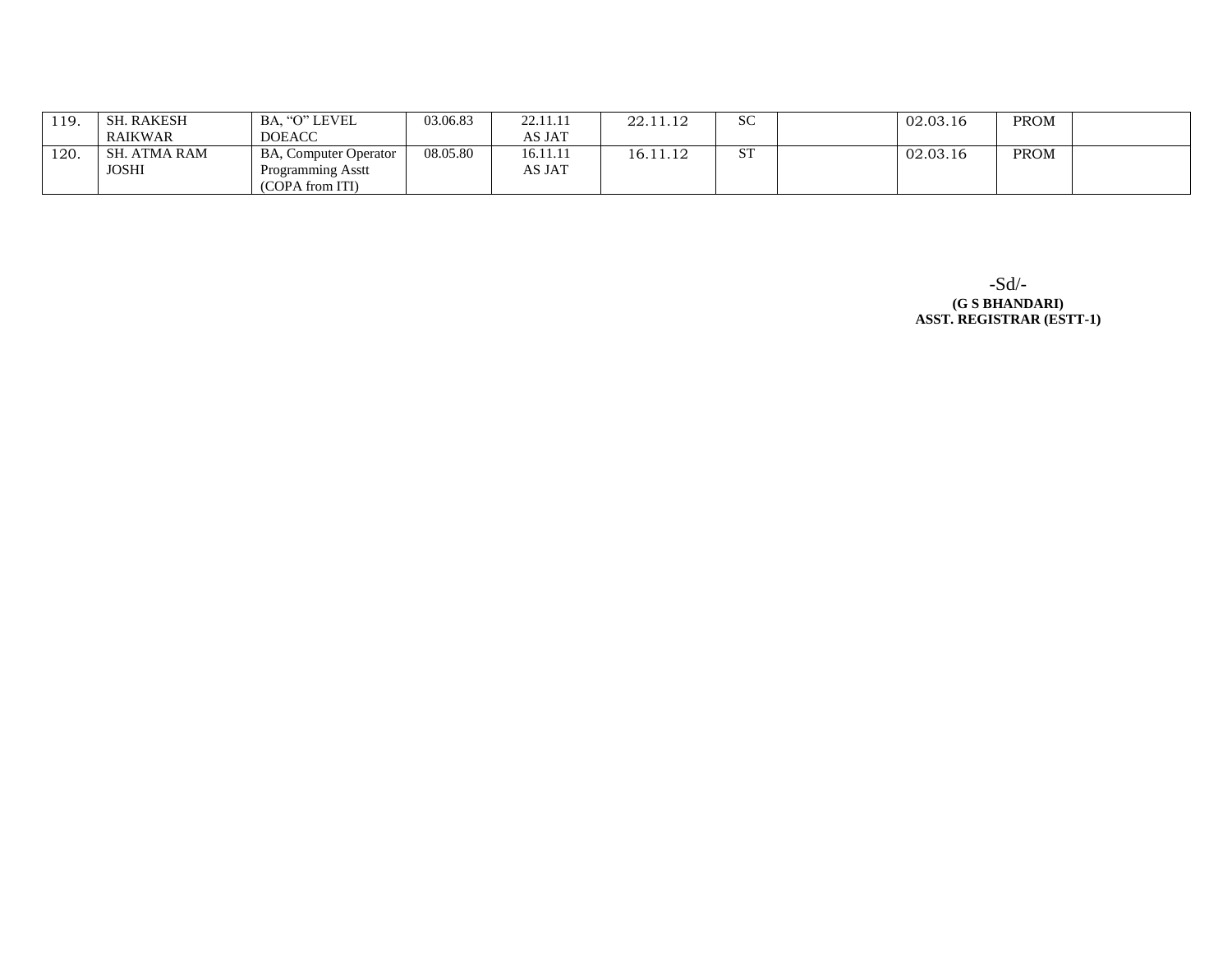| | | | | | | | | | | |
|---|---|---|---|---|---|---|---|---|---|---|
| 119. | SH. RAKESH RAIKWAR | BA, "O" LEVEL DOEACC | 03.06.83 | 22.11.11 AS JAT | 22.11.12 | SC | | 02.03.16 | PROM | |
| 120. | SH. ATMA RAM JOSHI | BA, Computer Operator Programming Asstt (COPA from ITI) | 08.05.80 | 16.11.11 AS JAT | 16.11.12 | ST | | 02.03.16 | PROM | |

-Sd/-
**(G S BHANDARI)**
**ASST. REGISTRAR (ESTT-1)**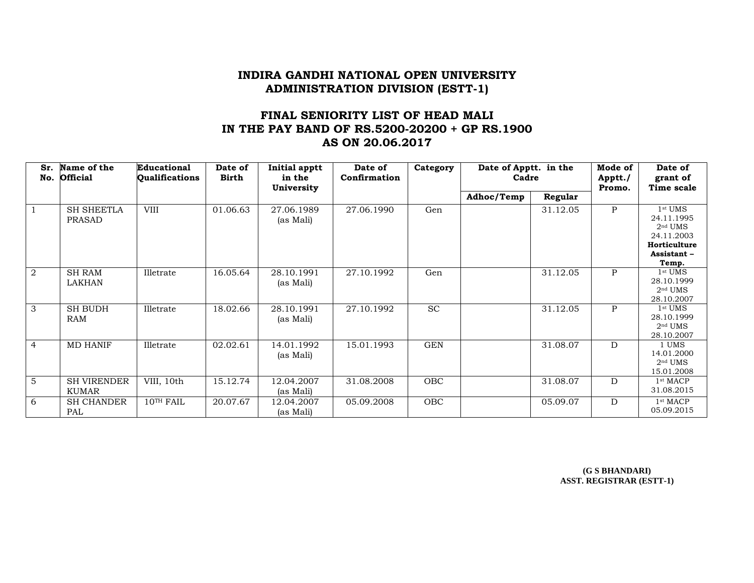# INDIRA GANDHI NATIONAL OPEN UNIVERSITY
## ADMINISTRATION DIVISION (ESTT-1)

## FINAL SENIORITY LIST OF HEAD MALI IN THE PAY BAND OF RS.5200-20200 + GP RS.1900 AS ON 20.06.2017

| Sr. No. | Name of the Official | Educational Qualifications | Date of Birth | Initial apptt in the University | Date of Confirmation | Category | Date of Apptt. in the Cadre | | Mode of Apptt./ Promo. | Date of grant of Time scale |
|---|---|---|---|---|---|---|---|---|---|---|
| | | | | | | | Adhoc/Temp | Regular | | |
| 1 | SH SHEETLA PRASAD | VIII | 01.06.63 | 27.06.1989 (as Mali) | 27.06.1990 | Gen | | 31.12.05 | P | 1st UMS 24.11.1995 2nd UMS 24.11.2003 **Horticulture Assistant – Temp.** |
| 2 | SH RAM LAKHAN | Illetrate | 16.05.64 | 28.10.1991 (as Mali) | 27.10.1992 | Gen | | 31.12.05 | P | 1st UMS 28.10.1999 2nd UMS 28.10.2007 |
| 3 | SH BUDH RAM | Illetrate | 18.02.66 | 28.10.1991 (as Mali) | 27.10.1992 | SC | | 31.12.05 | P | 1st UMS 28.10.1999 2nd UMS 28.10.2007 |
| 4 | MD HANIF | Illetrate | 02.02.61 | 14.01.1992 (as Mali) | 15.01.1993 | GEN | | 31.08.07 | D | 1 UMS 14.01.2000 2nd UMS 15.01.2008 |
| 5 | SH VIRENDER KUMAR | VIII, 10th | 15.12.74 | 12.04.2007 (as Mali) | 31.08.2008 | OBC | | 31.08.07 | D | 1st MACP 31.08.2015 |
| 6 | SH CHANDER PAL | 10TH FAIL | 20.07.67 | 12.04.2007 (as Mali) | 05.09.2008 | OBC | | 05.09.07 | D | 1st MACP 05.09.2015 |

**(G S BHANDARI)**
**ASST. REGISTRAR (ESTT-1)**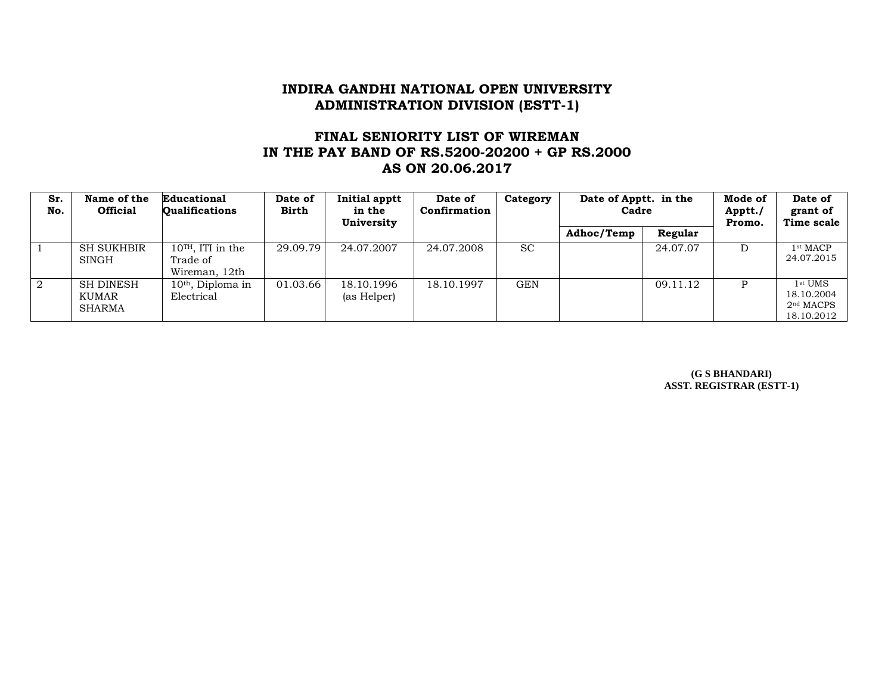**INDIRA GANDHI NATIONAL OPEN UNIVERSITY**
**ADMINISTRATION DIVISION (ESTT-1)**

**FINAL SENIORITY LIST OF WIREMAN**
**IN THE PAY BAND OF RS.5200-20200 + GP RS.2000**
**AS ON 20.06.2017**

| Sr. No. | Name of the Official | Educational Qualifications | Date of Birth | Initial apptt in the University | Date of Confirmation | Category | Date of Apptt. in the Cadre | | Mode of Apptt./ Promo. | Date of grant of Time scale |
|---|---|---|---|---|---|---|---|---|---|---|
| | | | | | | | Adhoc/Temp | Regular | | |
| 1 | SH SUKHBIR SINGH | 10TH, ITI in the Trade of Wireman, 12th | 29.09.79 | 24.07.2007 | 24.07.2008 | SC | | 24.07.07 | D | 1st MACP 24.07.2015 |
| 2 | SH DINESH KUMAR SHARMA | 10th, Diploma in Electrical | 01.03.66 | 18.10.1996 (as Helper) | 18.10.1997 | GEN | | 09.11.12 | P | 1st UMS 18.10.2004 2nd MACPS 18.10.2012 |

**(G S BHANDARI)**
**ASST. REGISTRAR (ESTT-1)**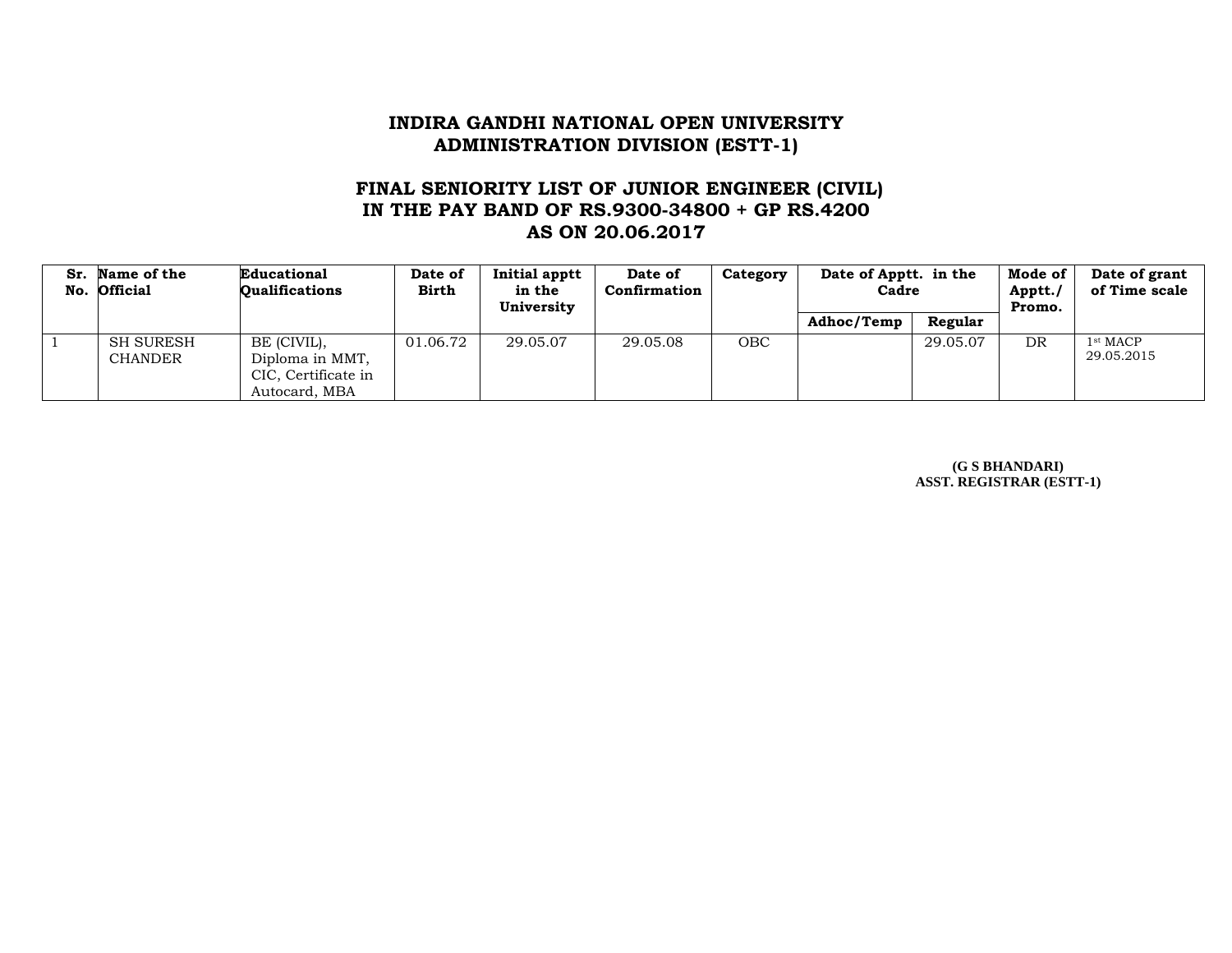# INDIRA GANDHI NATIONAL OPEN UNIVERSITY
## ADMINISTRATION DIVISION (ESTT-1)

## FINAL SENIORITY LIST OF JUNIOR ENGINEER (CIVIL) IN THE PAY BAND OF RS.9300-34800 + GP RS.4200 AS ON 20.06.2017

| Sr. No. | Name of the Official | Educational Qualifications | Date of Birth | Initial apptt in the University | Date of Confirmation | Category | Date of Apptt. in the Cadre | | Mode of Apptt./ Promo. | Date of grant of Time scale |
|---|---|---|---|---|---|---|---|---|---|---|
| | | | | | | | Adhoc/Temp | Regular | | |
| 1 | SH SURESH CHANDER | BE (CIVIL), Diploma in MMT, CIC, Certificate in Autocard, MBA | 01.06.72 | 29.05.07 | 29.05.08 | OBC | | 29.05.07 | DR | 1st MACP 29.05.2015 |

**(G S BHANDARI)**
**ASST. REGISTRAR (ESTT-1)**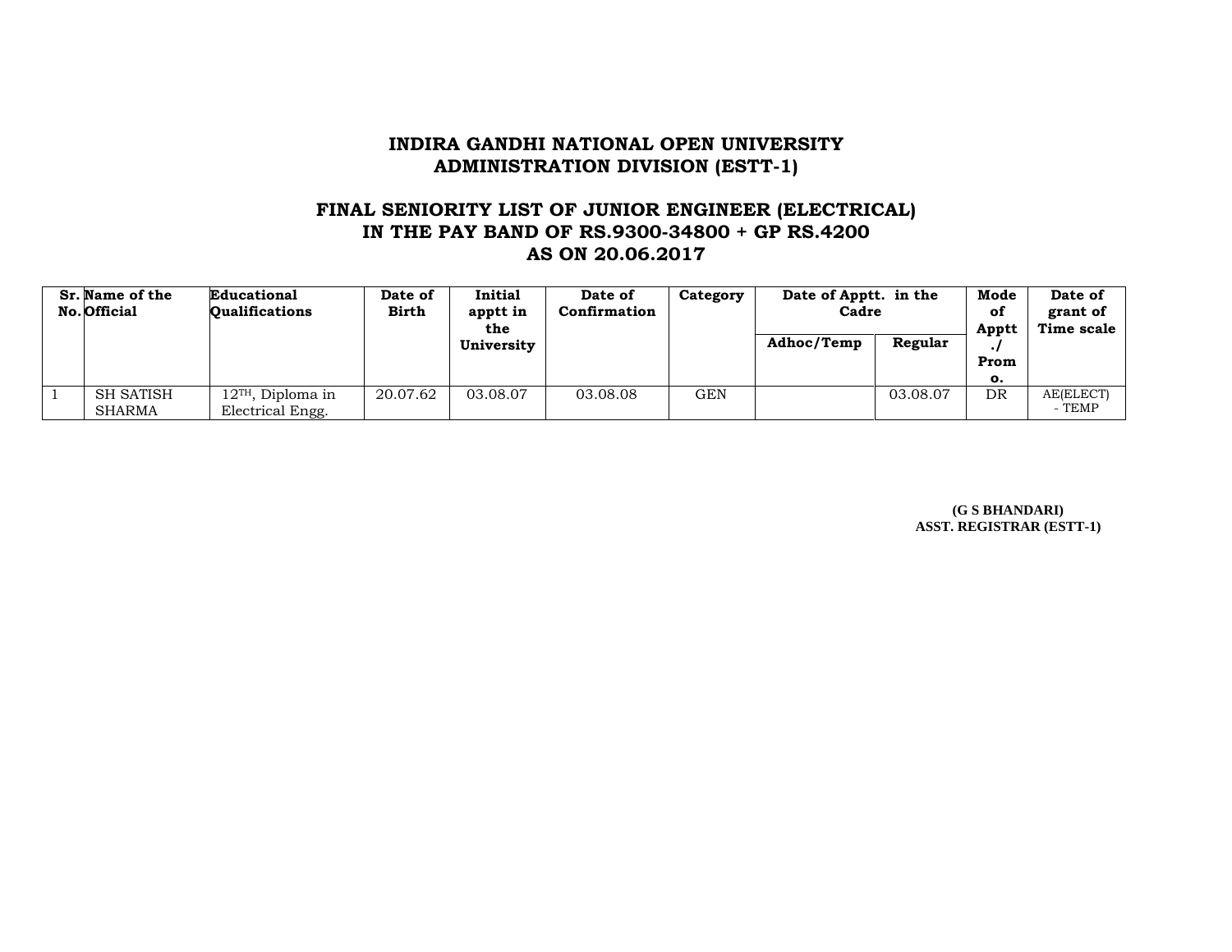# INDIRA GANDHI NATIONAL OPEN UNIVERSITY
## ADMINISTRATION DIVISION (ESTT-1)

## FINAL SENIORITY LIST OF JUNIOR ENGINEER (ELECTRICAL)
## IN THE PAY BAND OF RS.9300-34800 + GP RS.4200
## AS ON 20.06.2017

| Sr. No. | Name of the Official | Educational Qualifications | Date of Birth | Initial apptt in the University | Date of Confirmation | Category | Date of Apptt. in the Cadre | | Mode of Apptt./ Promo. | Date of grant of Time scale |
|---|---|---|---|---|---|---|---|---|---|---|
| | | | | | | | Adhoc/Temp | Regular | | |
| 1 | SH SATISH SHARMA | 12TH, Diploma in Electrical Engg. | 20.07.62 | 03.08.07 | 03.08.08 | GEN | | 03.08.07 | DR | AE(ELECT) - TEMP |

**(G S BHANDARI)**
**ASST. REGISTRAR (ESTT-1)**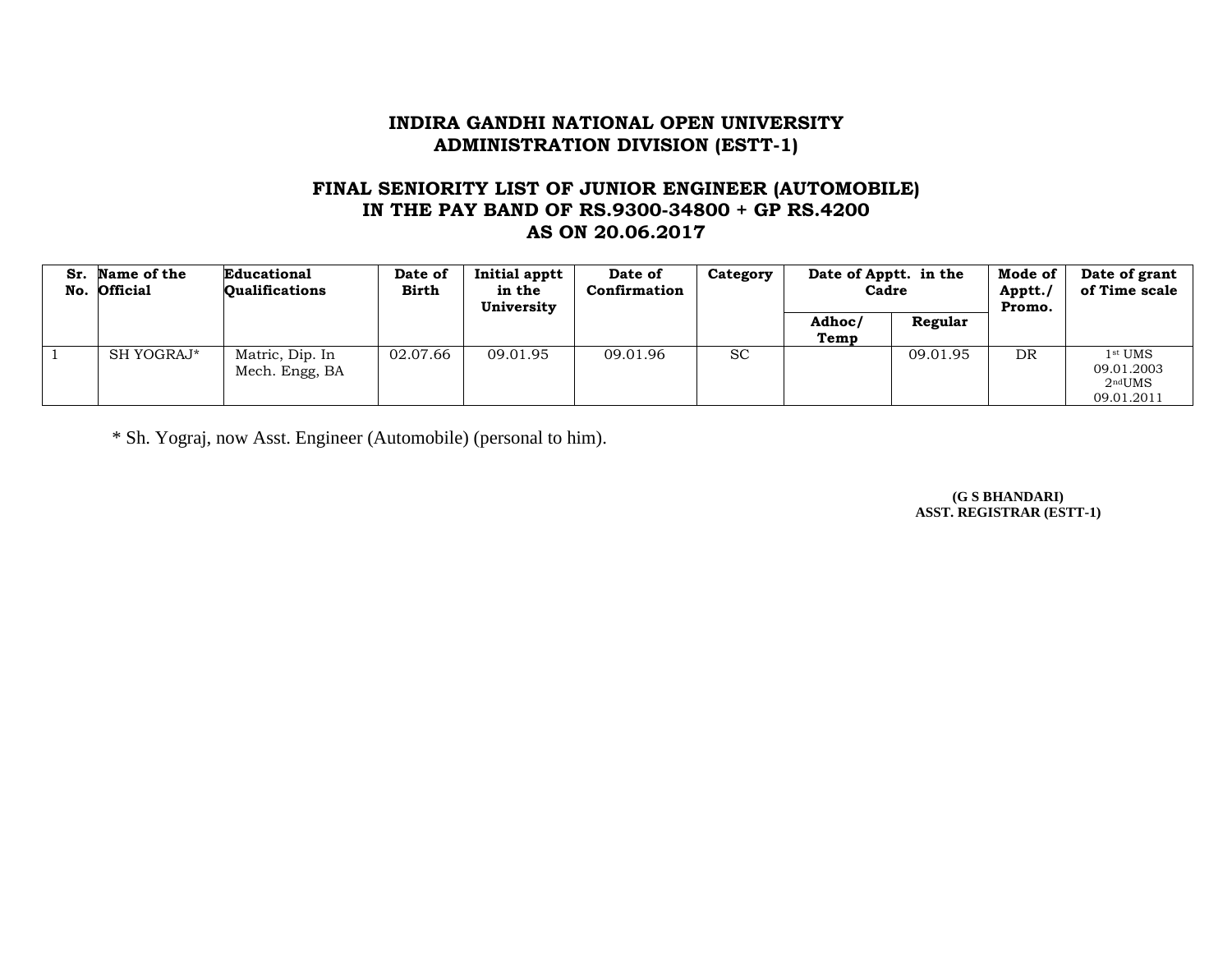**INDIRA GANDHI NATIONAL OPEN UNIVERSITY**
**ADMINISTRATION DIVISION (ESTT-1)**

**FINAL SENIORITY LIST OF JUNIOR ENGINEER (AUTOMOBILE)**
**IN THE PAY BAND OF RS.9300-34800 + GP RS.4200**
**AS ON 20.06.2017**

| Sr. No. | Name of the Official | Educational Qualifications | Date of Birth | Initial apptt in the University | Date of Confirmation | Category | Date of Apptt. in the Cadre | | Mode of Apptt./ Promo. | Date of grant of Time scale |
|---|---|---|---|---|---|---|---|---|---|---|
| | | | | | | | Adhoc/ Temp | Regular | | |
| 1 | SH YOGRAJ* | Matric, Dip. In Mech. Engg, BA | 02.07.66 | 09.01.95 | 09.01.96 | SC | | 09.01.95 | DR | 1st UMS 09.01.2003 2nd UMS 09.01.2011 |

* Sh. Yograj, now Asst. Engineer (Automobile) (personal to him).

**(G S BHANDARI)**
**ASST. REGISTRAR (ESTT-1)**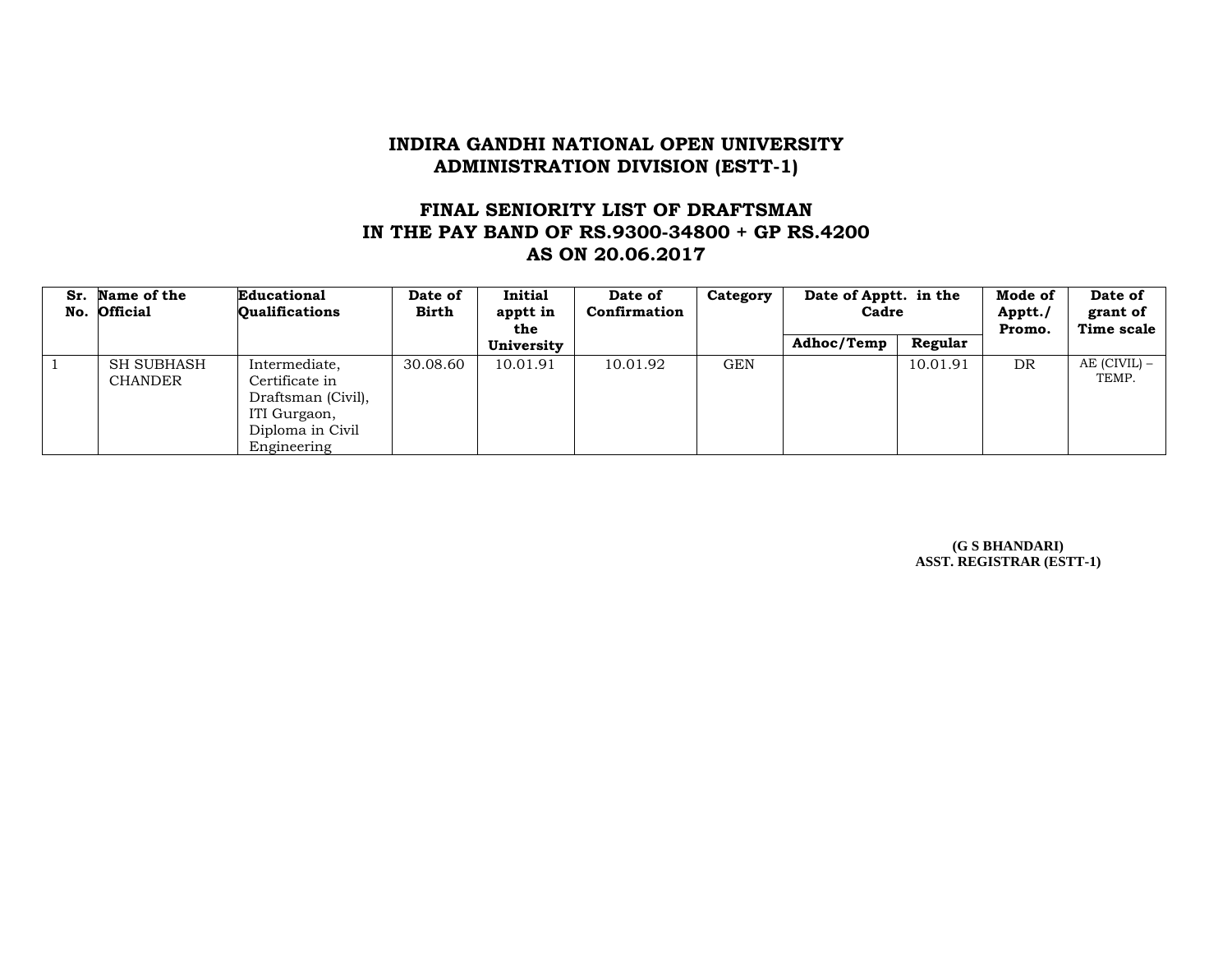**INDIRA GANDHI NATIONAL OPEN UNIVERSITY**
**ADMINISTRATION DIVISION (ESTT-1)**

**FINAL SENIORITY LIST OF DRAFTSMAN**
**IN THE PAY BAND OF RS.9300-34800 + GP RS.4200**
**AS ON 20.06.2017**

| Sr. No. | Name of the Official | Educational Qualifications | Date of Birth | Initial apptt in the University | Date of Confirmation | Category | Date of Apptt. in the Cadre | | Mode of Apptt./ Promo. | Date of grant of Time scale |
|---|---|---|---|---|---|---|---|---|---|---|
| | | | | | | | Adhoc/Temp | Regular | | |
| 1 | SH SUBHASH CHANDER | Intermediate, Certificate in Draftsman (Civil), ITI Gurgaon, Diploma in Civil Engineering | 30.08.60 | 10.01.91 | 10.01.92 | GEN | | 10.01.91 | DR | AE (CIVIL) – TEMP. |

**(G S BHANDARI)**
**ASST. REGISTRAR (ESTT-1)**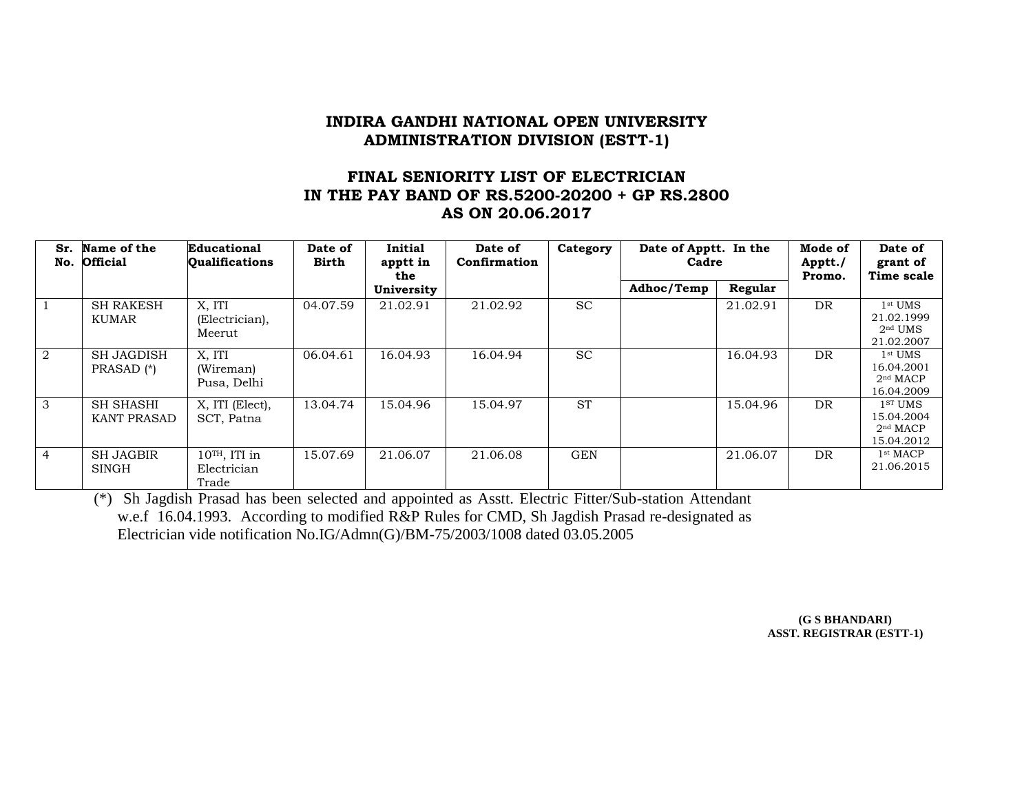## INDIRA GANDHI NATIONAL OPEN UNIVERSITY
## ADMINISTRATION DIVISION (ESTT-1)

## FINAL SENIORITY LIST OF ELECTRICIAN IN THE PAY BAND OF RS.5200-20200 + GP RS.2800 AS ON 20.06.2017

| Sr. No. | Name of the Official | Educational Qualifications | Date of Birth | Initial apptt in the University | Date of Confirmation | Category | Date of Apptt. In the Cadre | | Mode of Apptt./ Promo. | Date of grant of Time scale |
|---|---|---|---|---|---|---|---|---|---|---|
| | | | | | | | Adhoc/Temp | Regular | | |
| 1 | SH RAKESH KUMAR | X, ITI (Electrician), Meerut | 04.07.59 | 21.02.91 | 21.02.92 | SC | | 21.02.91 | DR | 1st UMS 21.02.1999 2nd UMS 21.02.2007 |
| 2 | SH JAGDISH PRASAD (*) | X, ITI (Wireman) Pusa, Delhi | 06.04.61 | 16.04.93 | 16.04.94 | SC | | 16.04.93 | DR | 1st UMS 16.04.2001 2nd MACP 16.04.2009 |
| 3 | SH SHASHI KANT PRASAD | X, ITI (Elect), SCT, Patna | 13.04.74 | 15.04.96 | 15.04.97 | ST | | 15.04.96 | DR | 1ST UMS 15.04.2004 2nd MACP 15.04.2012 |
| 4 | SH JAGBIR SINGH | 10TH, ITI in Electrician Trade | 15.07.69 | 21.06.07 | 21.06.08 | GEN | | 21.06.07 | DR | 1st MACP 21.06.2015 |

(*) Sh Jagdish Prasad has been selected and appointed as Asstt. Electric Fitter/Sub-station Attendant w.e.f 16.04.1993. According to modified R&P Rules for CMD, Sh Jagdish Prasad re-designated as Electrician vide notification No.IG/Admn(G)/BM-75/2003/1008 dated 03.05.2005

**(G S BHANDARI)**
**ASST. REGISTRAR (ESTT-1)**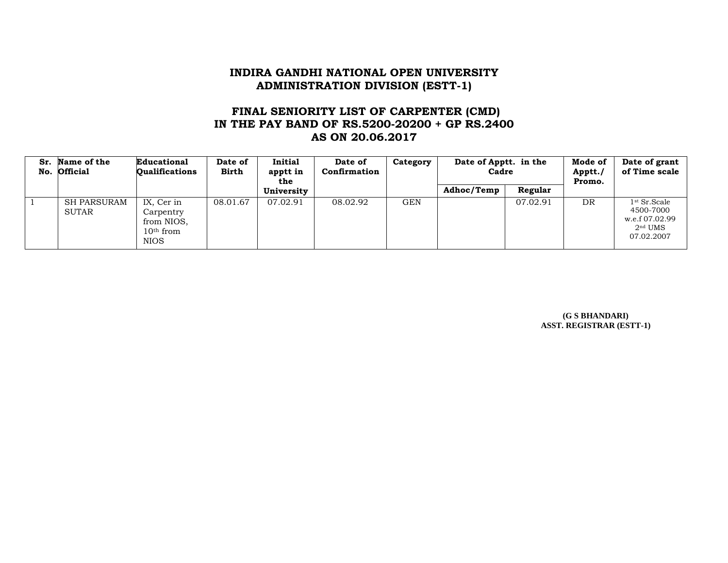# INDIRA GANDHI NATIONAL OPEN UNIVERSITY
## ADMINISTRATION DIVISION (ESTT-1)

## FINAL SENIORITY LIST OF CARPENTER (CMD)
## IN THE PAY BAND OF RS.5200-20200 + GP RS.2400
## AS ON 20.06.2017

| Sr. No. | Name of the Official | Educational Qualifications | Date of Birth | Initial apptt in the University | Date of Confirmation | Category | Date of Apptt. in the Cadre | | Mode of Apptt./ Promo. | Date of grant of Time scale |
|---|---|---|---|---|---|---|---|---|---|---|
| | | | | | | | Adhoc/Temp | Regular | | |
| 1 | SH PARSURAM SUTAR | IX, Cer in Carpentry from NIOS, 10th from NIOS | 08.01.67 | 07.02.91 | 08.02.92 | GEN | | 07.02.91 | DR | 1st Sr.Scale 4500-7000 w.e.f 07.02.99 2nd UMS 07.02.2007 |

**(G S BHANDARI)**
**ASST. REGISTRAR (ESTT-1)**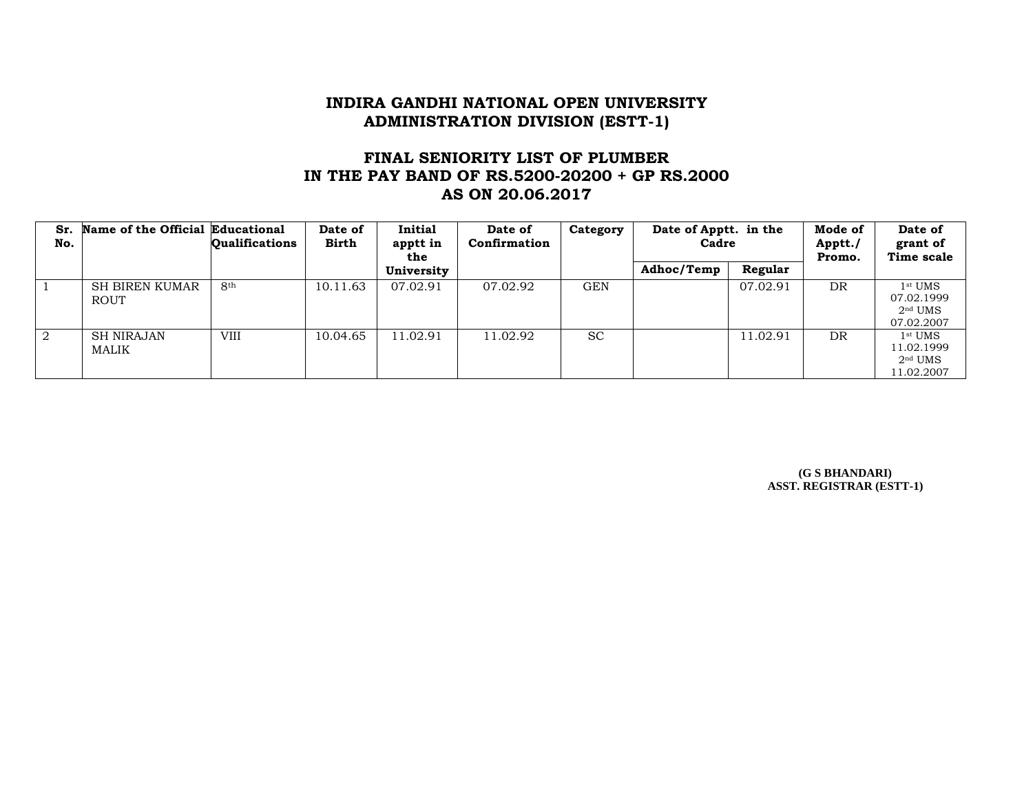# INDIRA GANDHI NATIONAL OPEN UNIVERSITY
## ADMINISTRATION DIVISION (ESTT-1)

## FINAL SENIORITY LIST OF PLUMBER
## IN THE PAY BAND OF RS.5200-20200 + GP RS.2000
## AS ON 20.06.2017

| Sr. No. | Name of the Official | Educational Qualifications | Date of Birth | Initial apptt in the University | Date of Confirmation | Category | Date of Apptt. in the Cadre | | Mode of Apptt./ Promo. | Date of grant of Time scale |
|---|---|---|---|---|---|---|---|---|---|---|
| | | | | | | | Adhoc/Temp | Regular | | |
| 1 | SH BIREN KUMAR ROUT | 8th | 10.11.63 | 07.02.91 | 07.02.92 | GEN | | 07.02.91 | DR | 1st UMS 07.02.1999 2nd UMS 07.02.2007 |
| 2 | SH NIRAJAN MALIK | VIII | 10.04.65 | 11.02.91 | 11.02.92 | SC | | 11.02.91 | DR | 1st UMS 11.02.1999 2nd UMS 11.02.2007 |

**(G S BHANDARI)**
**ASST. REGISTRAR (ESTT-1)**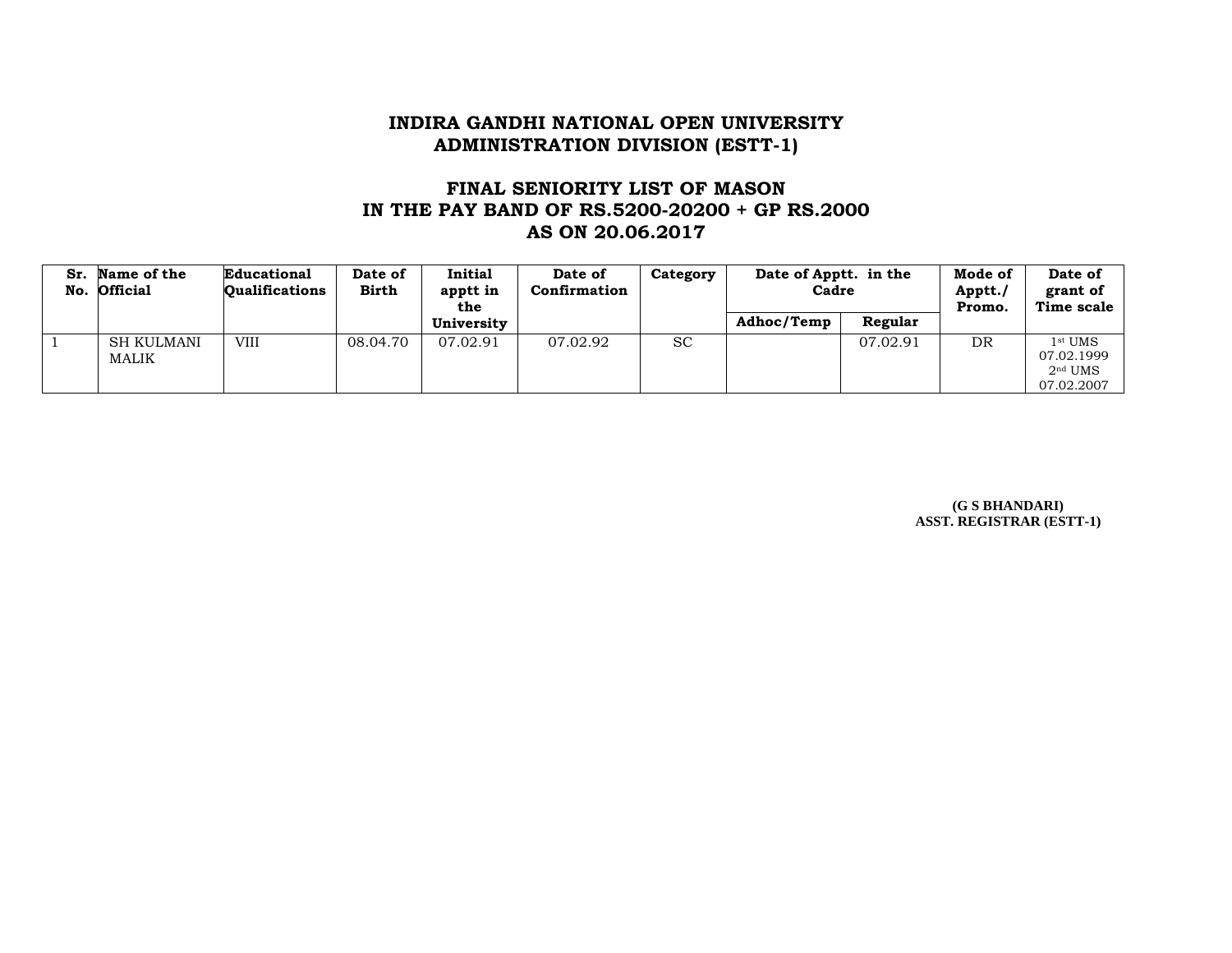# INDIRA GANDHI NATIONAL OPEN UNIVERSITY
## ADMINISTRATION DIVISION (ESTT-1)

## FINAL SENIORITY LIST OF MASON
## IN THE PAY BAND OF RS.5200-20200 + GP RS.2000
## AS ON 20.06.2017

| Sr. No. | Name of the Official | Educational Qualifications | Date of Birth | Initial apptt in the University | Date of Confirmation | Category | Date of Apptt. in the Cadre | | Mode of Apptt./ Promo. | Date of grant of Time scale |
|---|---|---|---|---|---|---|---|---|---|---|
| | | | | | | | Adhoc/Temp | Regular | | |
| 1 | SH KULMANI MALIK | VIII | 08.04.70 | 07.02.91 | 07.02.92 | SC | | 07.02.91 | DR | 1st UMS 07.02.1999 2nd UMS 07.02.2007 |

**(G S BHANDARI)**
**ASST. REGISTRAR (ESTT-1)**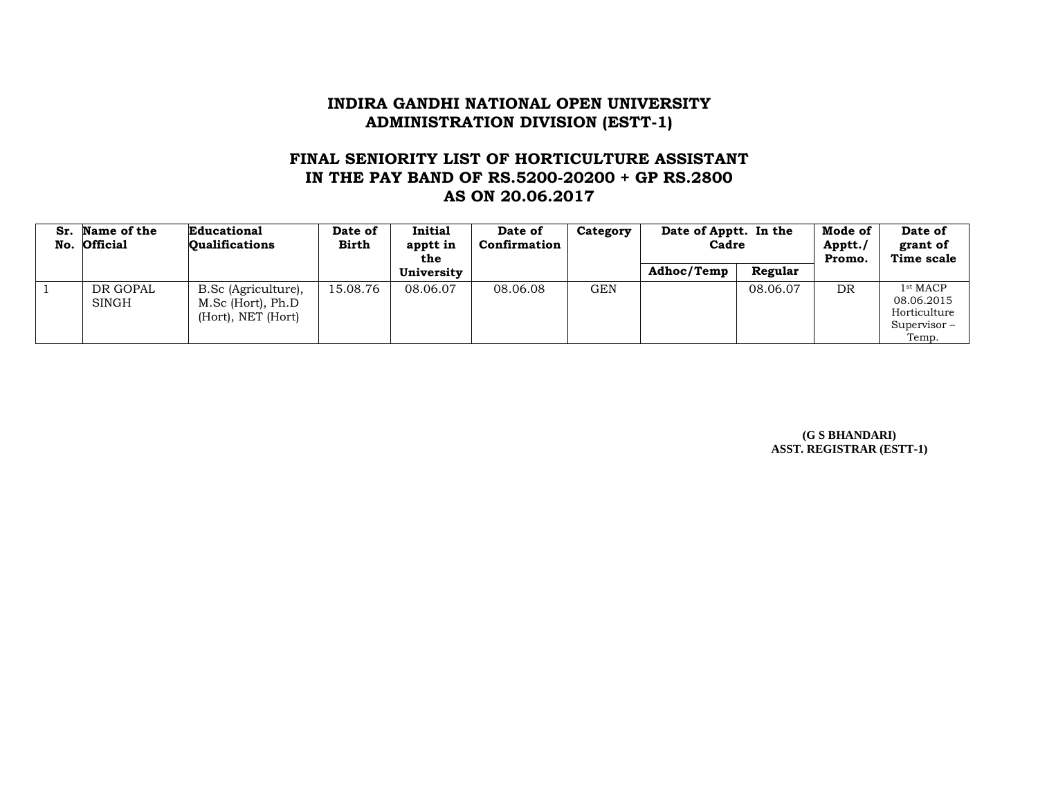# INDIRA GANDHI NATIONAL OPEN UNIVERSITY
## ADMINISTRATION DIVISION (ESTT-1)

### FINAL SENIORITY LIST OF HORTICULTURE ASSISTANT IN THE PAY BAND OF RS.5200-20200 + GP RS.2800 AS ON 20.06.2017

| Sr. No. | Name of the Official | Educational Qualifications | Date of Birth | Initial apptt in the University | Date of Confirmation | Category | Date of Apptt. In the Cadre | | Mode of Apptt./ Promo. | Date of grant of Time scale |
|---|---|---|---|---|---|---|---|---|---|---|
| | | | | | | | Adhoc/Temp | Regular | | |
| 1 | DR GOPAL SINGH | B.Sc (Agriculture), M.Sc (Hort), Ph.D (Hort), NET (Hort) | 15.08.76 | 08.06.07 | 08.06.08 | GEN | | 08.06.07 | DR | 1st MACP 08.06.2015 Horticulture Supervisor – Temp. |

**(G S BHANDARI)**
**ASST. REGISTRAR (ESTT-1)**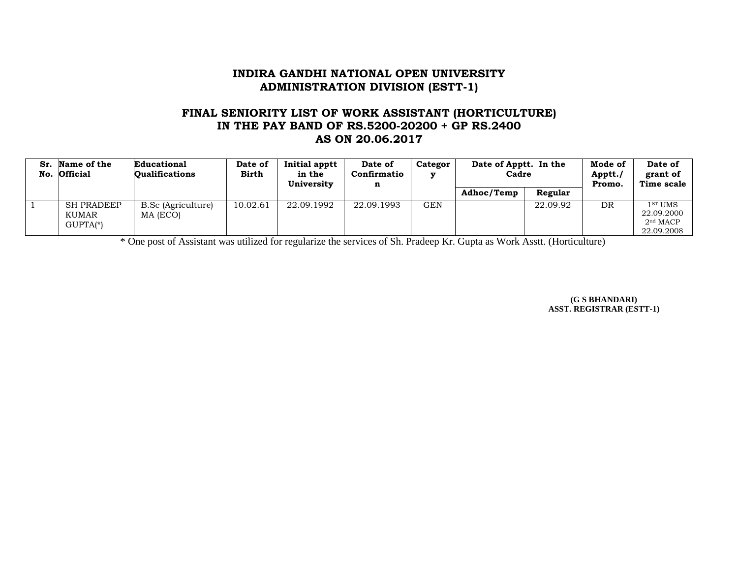# INDIRA GANDHI NATIONAL OPEN UNIVERSITY
## ADMINISTRATION DIVISION (ESTT-1)

## FINAL SENIORITY LIST OF WORK ASSISTANT (HORTICULTURE) IN THE PAY BAND OF RS.5200-20200 + GP RS.2400 AS ON 20.06.2017

| Sr. No. | Name of the Official | Educational Qualifications | Date of Birth | Initial apptt in the University | Date of Confirmation | Category | Date of Apptt. In the Cadre | | Mode of Apptt./ Promo. | Date of grant of Time scale |
|---|---|---|---|---|---|---|---|---|---|---|
| | | | | | | | Adhoc/Temp | Regular | | |
| 1 | SH PRADEEP KUMAR GUPTA(*) | B.Sc (Agriculture) MA (ECO) | 10.02.61 | 22.09.1992 | 22.09.1993 | GEN | | 22.09.92 | DR | 1ST UMS 22.09.2000 2nd MACP 22.09.2008 |

* One post of Assistant was utilized for regularize the services of Sh. Pradeep Kr. Gupta as Work Asstt. (Horticulture)

**(G S BHANDARI)**
**ASST. REGISTRAR (ESTT-1)**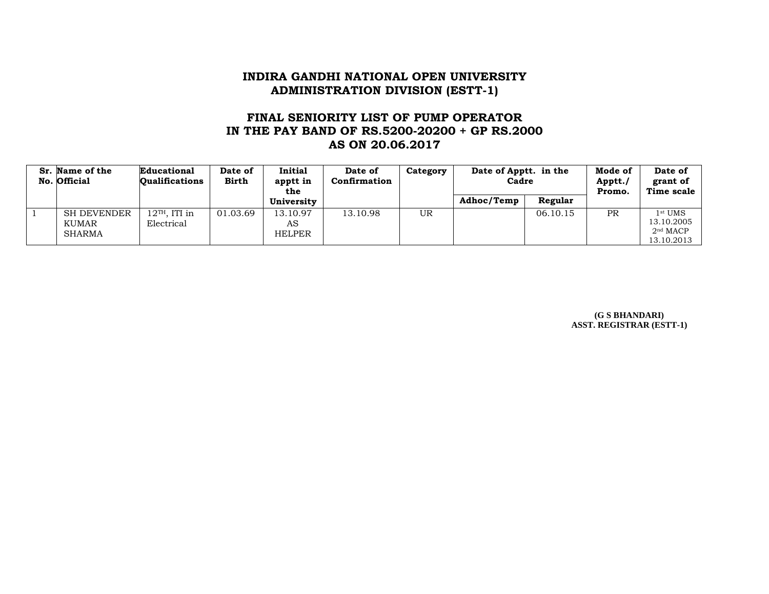# INDIRA GANDHI NATIONAL OPEN UNIVERSITY
## ADMINISTRATION DIVISION (ESTT-1)

## FINAL SENIORITY LIST OF PUMP OPERATOR IN THE PAY BAND OF RS.5200-20200 + GP RS.2000 AS ON 20.06.2017

| Sr. No. | Name of the Official | Educational Qualifications | Date of Birth | Initial apptt in the University | Date of Confirmation | Category | Date of Apptt. in the Cadre | | Mode of Apptt./ Promo. | Date of grant of Time scale |
|---|---|---|---|---|---|---|---|---|---|---|
| | | | | | | | Adhoc/Temp | Regular | | |
| 1 | SH DEVENDER KUMAR SHARMA | 12TH, ITI in Electrical | 01.03.69 | 13.10.97 AS HELPER | 13.10.98 | UR | | 06.10.15 | PR | 1st UMS 13.10.2005 2nd MACP 13.10.2013 |

**(G S BHANDARI)**
**ASST. REGISTRAR (ESTT-1)**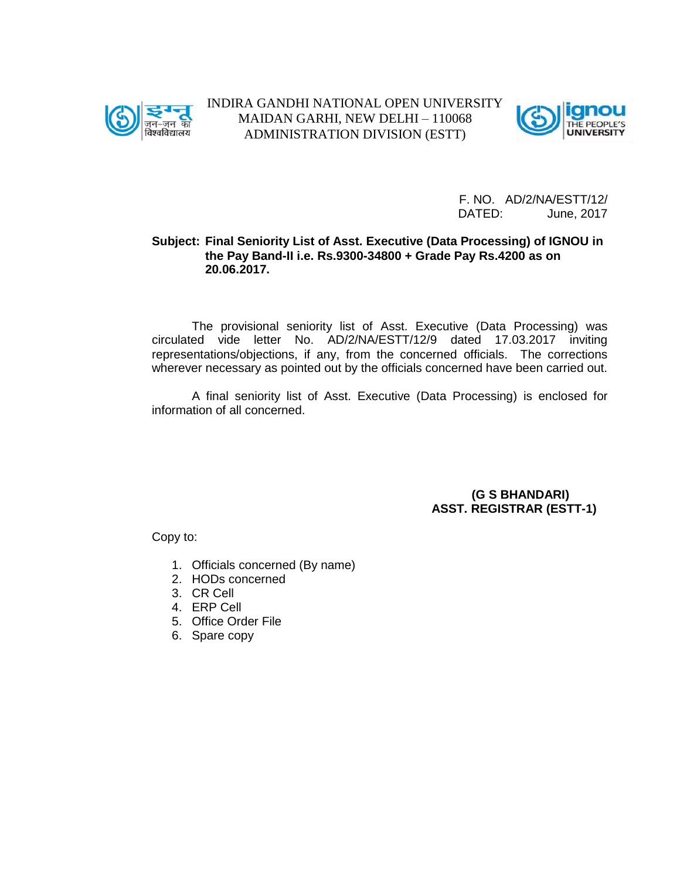INDIRA GANDHI NATIONAL OPEN UNIVERSITY
MAIDAN GARHI, NEW DELHI – 110068
ADMINISTRATION DIVISION (ESTT)

F. NO. AD/2/NA/ESTT/12/
DATED: June, 2017

**Subject: Final Seniority List of Asst. Executive (Data Processing) of IGNOU in the Pay Band-II i.e. Rs.9300-34800 + Grade Pay Rs.4200 as on 20.06.2017.**

The provisional seniority list of Asst. Executive (Data Processing) was circulated vide letter No. AD/2/NA/ESTT/12/9 dated 17.03.2017 inviting representations/objections, if any, from the concerned officials. The corrections wherever necessary as pointed out by the officials concerned have been carried out.

A final seniority list of Asst. Executive (Data Processing) is enclosed for information of all concerned.

**(G S BHANDARI)**
**ASST. REGISTRAR (ESTT-1)**

Copy to:

1. Officials concerned (By name)
2. HODs concerned
3. CR Cell
4. ERP Cell
5. Office Order File
6. Spare copy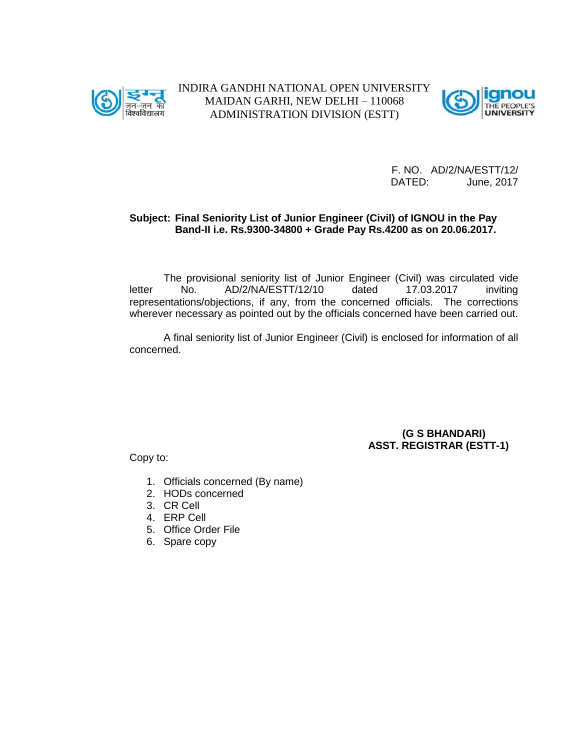INDIRA GANDHI NATIONAL OPEN UNIVERSITY
MAIDAN GARHI, NEW DELHI – 110068
ADMINISTRATION DIVISION (ESTT)

F. NO. AD/2/NA/ESTT/12/
DATED: June, 2017

**Subject: Final Seniority List of Junior Engineer (Civil) of IGNOU in the Pay Band-II i.e. Rs.9300-34800 + Grade Pay Rs.4200 as on 20.06.2017.**

The provisional seniority list of Junior Engineer (Civil) was circulated vide letter No. AD/2/NA/ESTT/12/10 dated 17.03.2017 inviting representations/objections, if any, from the concerned officials. The corrections wherever necessary as pointed out by the officials concerned have been carried out.

A final seniority list of Junior Engineer (Civil) is enclosed for information of all concerned.

**(G S BHANDARI)**
**ASST. REGISTRAR (ESTT-1)**

Copy to:

1. Officials concerned (By name)
2. HODs concerned
3. CR Cell
4. ERP Cell
5. Office Order File
6. Spare copy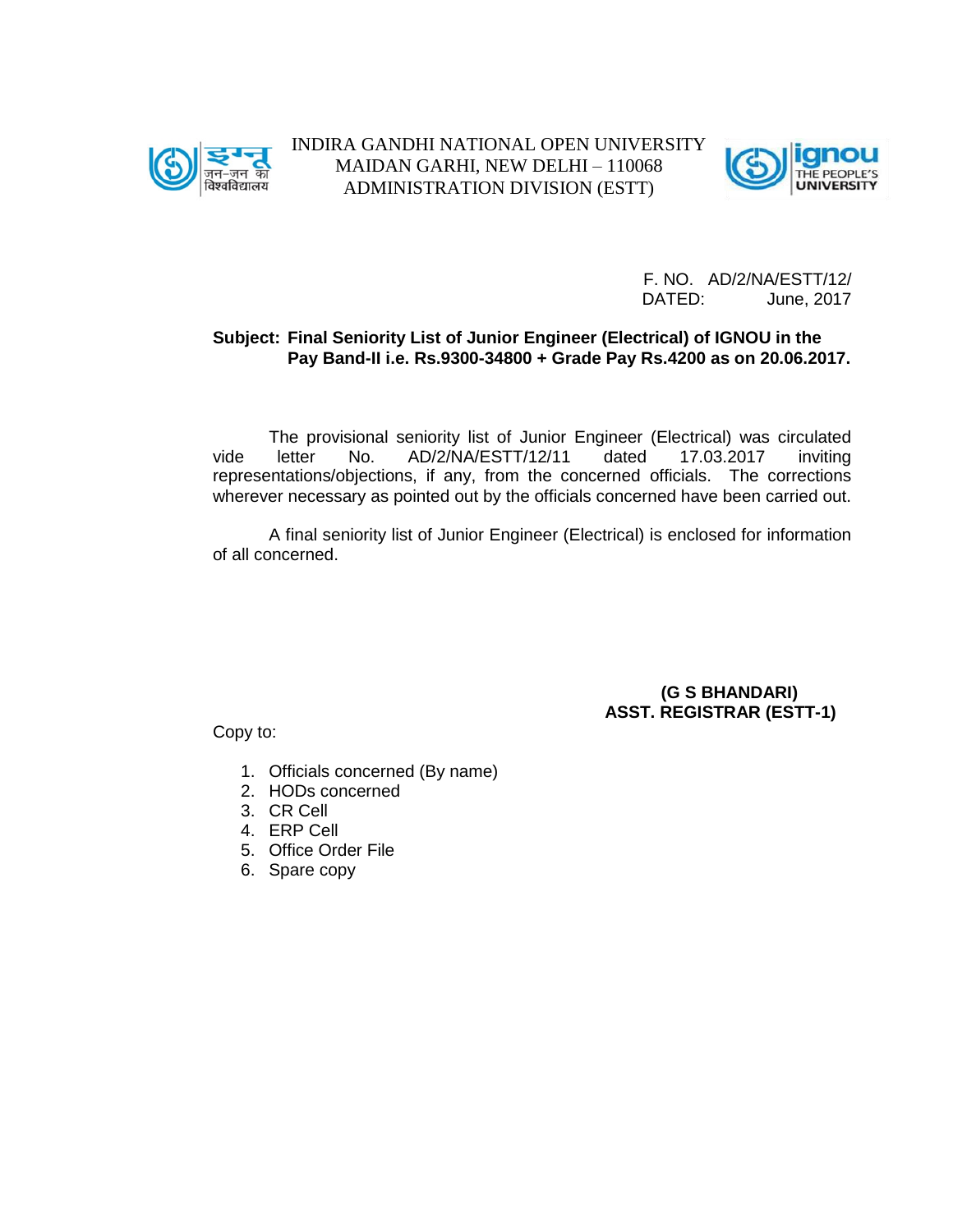INDIRA GANDHI NATIONAL OPEN UNIVERSITY
MAIDAN GARHI, NEW DELHI – 110068
ADMINISTRATION DIVISION (ESTT)

F. NO. AD/2/NA/ESTT/12/
DATED: June, 2017

**Subject: Final Seniority List of Junior Engineer (Electrical) of IGNOU in the Pay Band-II i.e. Rs.9300-34800 + Grade Pay Rs.4200 as on 20.06.2017.**

The provisional seniority list of Junior Engineer (Electrical) was circulated vide letter No. AD/2/NA/ESTT/12/11 dated 17.03.2017 inviting representations/objections, if any, from the concerned officials. The corrections wherever necessary as pointed out by the officials concerned have been carried out.

A final seniority list of Junior Engineer (Electrical) is enclosed for information of all concerned.

**(G S BHANDARI)**
**ASST. REGISTRAR (ESTT-1)**

Copy to:

1. Officials concerned (By name)
2. HODs concerned
3. CR Cell
4. ERP Cell
5. Office Order File
6. Spare copy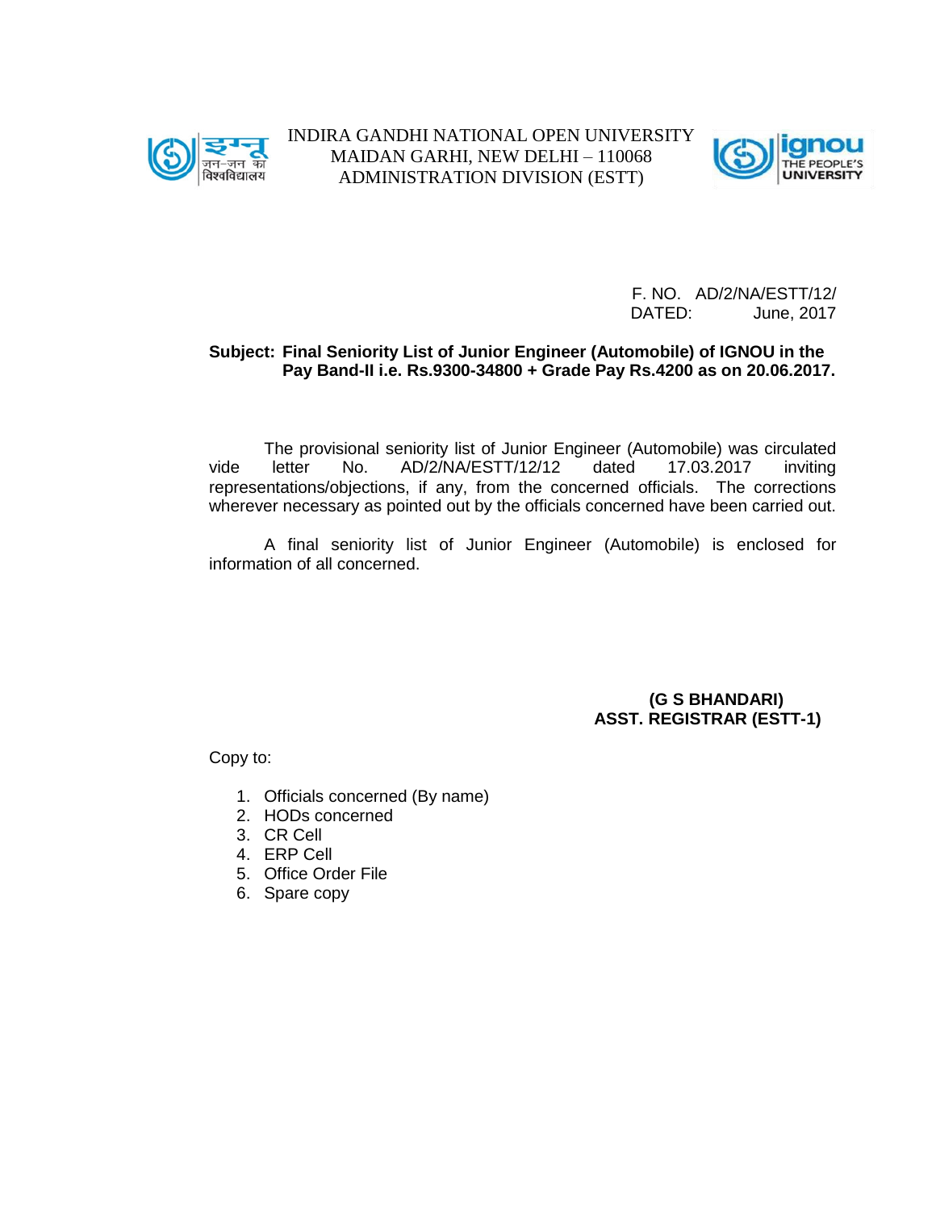INDIRA GANDHI NATIONAL OPEN UNIVERSITY
MAIDAN GARHI, NEW DELHI – 110068
ADMINISTRATION DIVISION (ESTT)

F. NO. AD/2/NA/ESTT/12/
DATED: June, 2017

**Subject: Final Seniority List of Junior Engineer (Automobile) of IGNOU in the Pay Band-II i.e. Rs.9300-34800 + Grade Pay Rs.4200 as on 20.06.2017.**

The provisional seniority list of Junior Engineer (Automobile) was circulated vide letter No. AD/2/NA/ESTT/12/12 dated 17.03.2017 inviting representations/objections, if any, from the concerned officials. The corrections wherever necessary as pointed out by the officials concerned have been carried out.

A final seniority list of Junior Engineer (Automobile) is enclosed for information of all concerned.

**(G S BHANDARI)**
**ASST. REGISTRAR (ESTT-1)**

Copy to:

1. Officials concerned (By name)
2. HODs concerned
3. CR Cell
4. ERP Cell
5. Office Order File
6. Spare copy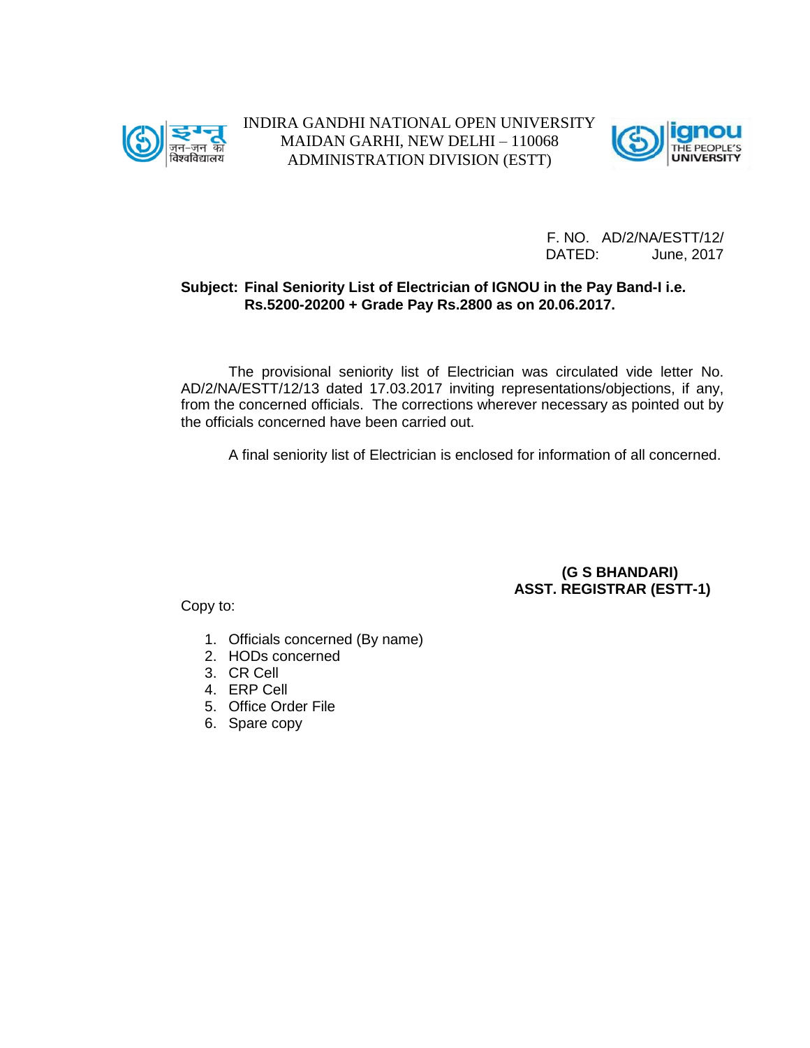INDIRA GANDHI NATIONAL OPEN UNIVERSITY
MAIDAN GARHI, NEW DELHI – 110068
ADMINISTRATION DIVISION (ESTT)

F. NO. AD/2/NA/ESTT/12/
DATED: June, 2017

**Subject: Final Seniority List of Electrician of IGNOU in the Pay Band-I i.e. Rs.5200-20200 + Grade Pay Rs.2800 as on 20.06.2017.**

The provisional seniority list of Electrician was circulated vide letter No. AD/2/NA/ESTT/12/13 dated 17.03.2017 inviting representations/objections, if any, from the concerned officials. The corrections wherever necessary as pointed out by the officials concerned have been carried out.

A final seniority list of Electrician is enclosed for information of all concerned.

**(G S BHANDARI)**
**ASST. REGISTRAR (ESTT-1)**

Copy to:

1. Officials concerned (By name)
2. HODs concerned
3. CR Cell
4. ERP Cell
5. Office Order File
6. Spare copy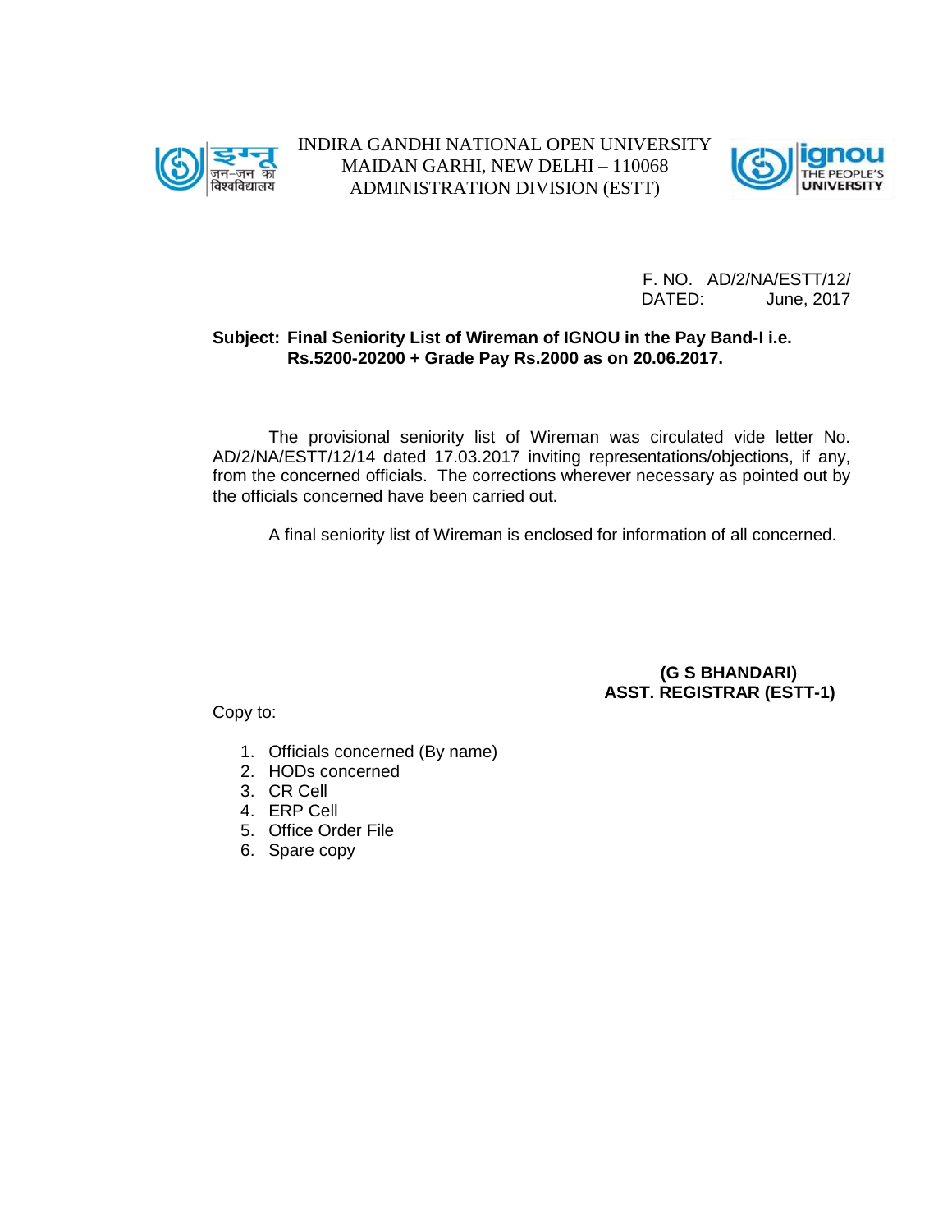INDIRA GANDHI NATIONAL OPEN UNIVERSITY
MAIDAN GARHI, NEW DELHI – 110068
ADMINISTRATION DIVISION (ESTT)

F. NO. AD/2/NA/ESTT/12/
DATED: June, 2017

**Subject: Final Seniority List of Wireman of IGNOU in the Pay Band-I i.e. Rs.5200-20200 + Grade Pay Rs.2000 as on 20.06.2017.**

The provisional seniority list of Wireman was circulated vide letter No. AD/2/NA/ESTT/12/14 dated 17.03.2017 inviting representations/objections, if any, from the concerned officials. The corrections wherever necessary as pointed out by the officials concerned have been carried out.

A final seniority list of Wireman is enclosed for information of all concerned.

**(G S BHANDARI)**
**ASST. REGISTRAR (ESTT-1)**

Copy to:

1. Officials concerned (By name)
2. HODs concerned
3. CR Cell
4. ERP Cell
5. Office Order File
6. Spare copy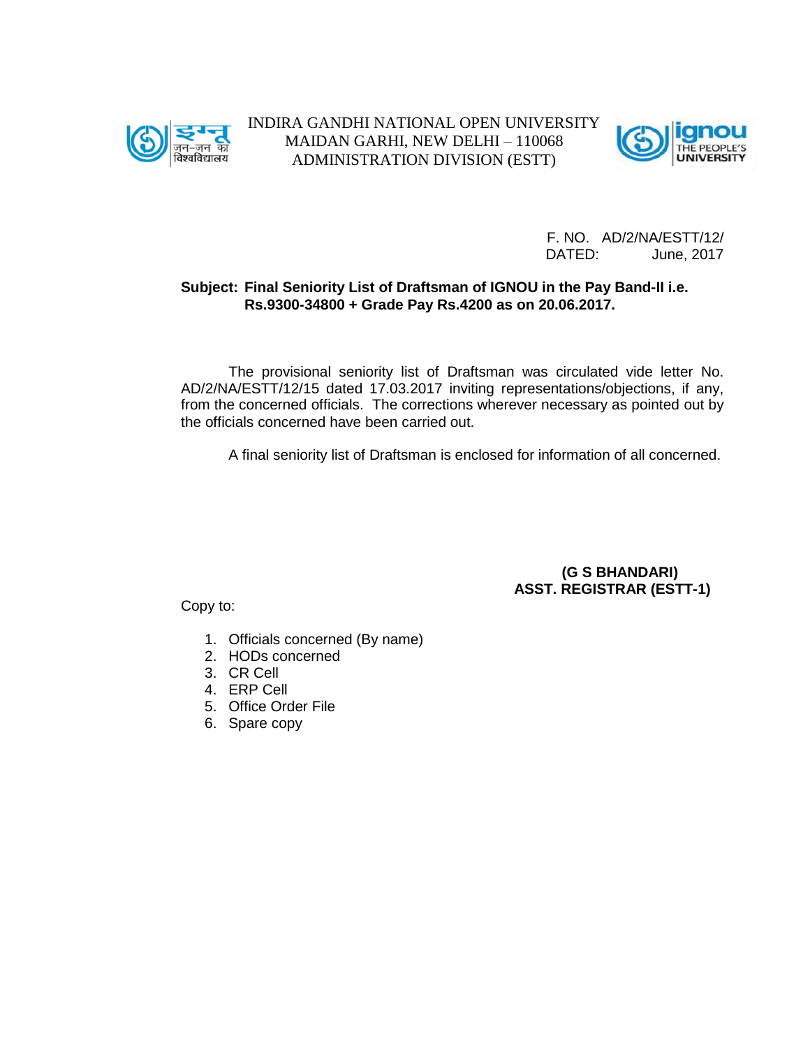INDIRA GANDHI NATIONAL OPEN UNIVERSITY
MAIDAN GARHI, NEW DELHI – 110068
ADMINISTRATION DIVISION (ESTT)

F. NO. AD/2/NA/ESTT/12/
DATED: June, 2017

**Subject: Final Seniority List of Draftsman of IGNOU in the Pay Band-II i.e. Rs.9300-34800 + Grade Pay Rs.4200 as on 20.06.2017.**

The provisional seniority list of Draftsman was circulated vide letter No. AD/2/NA/ESTT/12/15 dated 17.03.2017 inviting representations/objections, if any, from the concerned officials. The corrections wherever necessary as pointed out by the officials concerned have been carried out.

A final seniority list of Draftsman is enclosed for information of all concerned.

**(G S BHANDARI)**
**ASST. REGISTRAR (ESTT-1)**

Copy to:

1. Officials concerned (By name)
2. HODs concerned
3. CR Cell
4. ERP Cell
5. Office Order File
6. Spare copy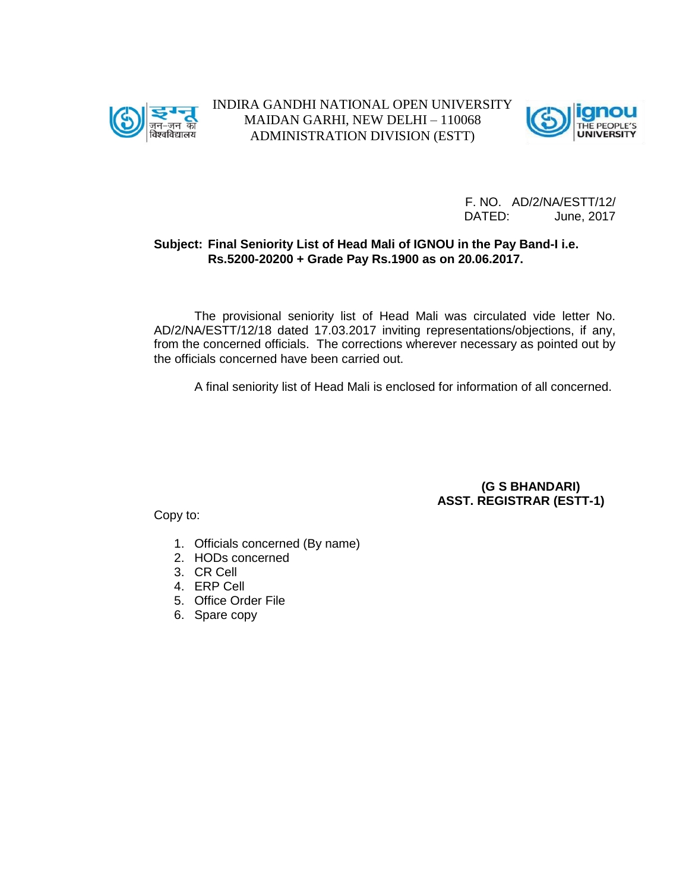इग्नू जन-जन का विश्वविद्यालय

INDIRA GANDHI NATIONAL OPEN UNIVERSITY
MAIDAN GARHI, NEW DELHI – 110068
ADMINISTRATION DIVISION (ESTT)

ignou THE PEOPLE'S UNIVERSITY

F. NO. AD/2/NA/ESTT/12/
DATED: June, 2017

**Subject: Final Seniority List of Head Mali of IGNOU in the Pay Band-I i.e. Rs.5200-20200 + Grade Pay Rs.1900 as on 20.06.2017.**

The provisional seniority list of Head Mali was circulated vide letter No. AD/2/NA/ESTT/12/18 dated 17.03.2017 inviting representations/objections, if any, from the concerned officials. The corrections wherever necessary as pointed out by the officials concerned have been carried out.

A final seniority list of Head Mali is enclosed for information of all concerned.

**(G S BHANDARI)**
**ASST. REGISTRAR (ESTT-1)**

Copy to:

1. Officials concerned (By name)
2. HODs concerned
3. CR Cell
4. ERP Cell
5. Office Order File
6. Spare copy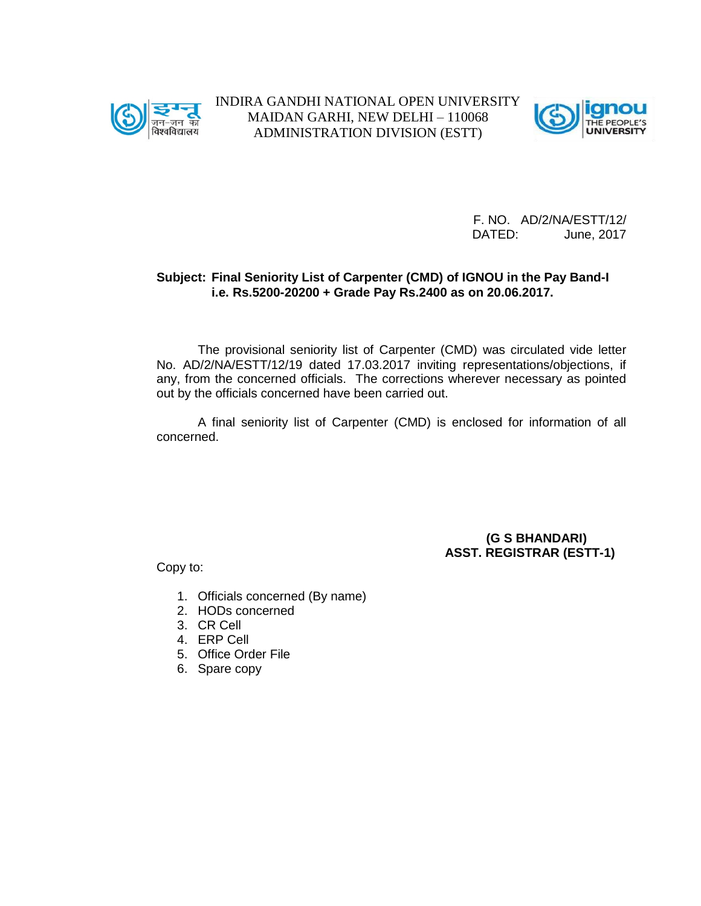INDIRA GANDHI NATIONAL OPEN UNIVERSITY
MAIDAN GARHI, NEW DELHI – 110068
ADMINISTRATION DIVISION (ESTT)

F. NO. AD/2/NA/ESTT/12/
DATED: June, 2017

**Subject: Final Seniority List of Carpenter (CMD) of IGNOU in the Pay Band-I i.e. Rs.5200-20200 + Grade Pay Rs.2400 as on 20.06.2017.**

The provisional seniority list of Carpenter (CMD) was circulated vide letter No. AD/2/NA/ESTT/12/19 dated 17.03.2017 inviting representations/objections, if any, from the concerned officials. The corrections wherever necessary as pointed out by the officials concerned have been carried out.

A final seniority list of Carpenter (CMD) is enclosed for information of all concerned.

**(G S BHANDARI)**
**ASST. REGISTRAR (ESTT-1)**

Copy to:

1. Officials concerned (By name)
2. HODs concerned
3. CR Cell
4. ERP Cell
5. Office Order File
6. Spare copy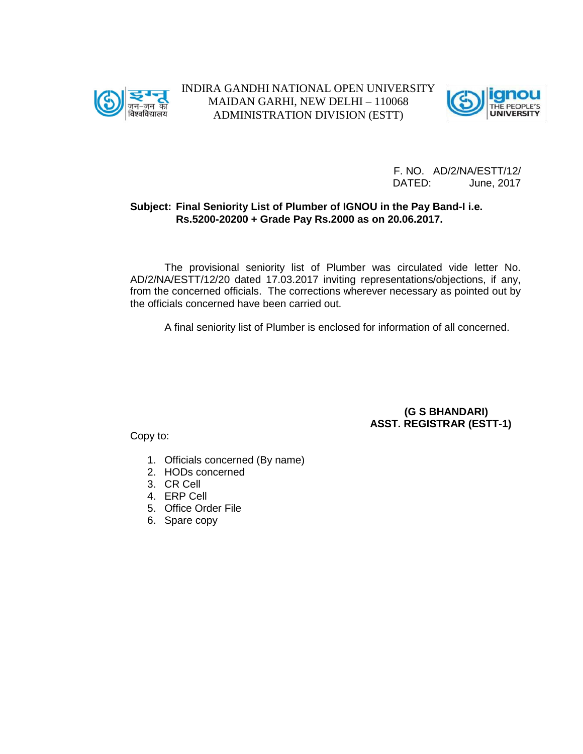INDIRA GANDHI NATIONAL OPEN UNIVERSITY
MAIDAN GARHI, NEW DELHI – 110068
ADMINISTRATION DIVISION (ESTT)

F. NO. AD/2/NA/ESTT/12/
DATED: June, 2017

**Subject: Final Seniority List of Plumber of IGNOU in the Pay Band-I i.e. Rs.5200-20200 + Grade Pay Rs.2000 as on 20.06.2017.**

The provisional seniority list of Plumber was circulated vide letter No. AD/2/NA/ESTT/12/20 dated 17.03.2017 inviting representations/objections, if any, from the concerned officials. The corrections wherever necessary as pointed out by the officials concerned have been carried out.

A final seniority list of Plumber is enclosed for information of all concerned.

**(G S BHANDARI)**
**ASST. REGISTRAR (ESTT-1)**

Copy to:

1. Officials concerned (By name)
2. HODs concerned
3. CR Cell
4. ERP Cell
5. Office Order File
6. Spare copy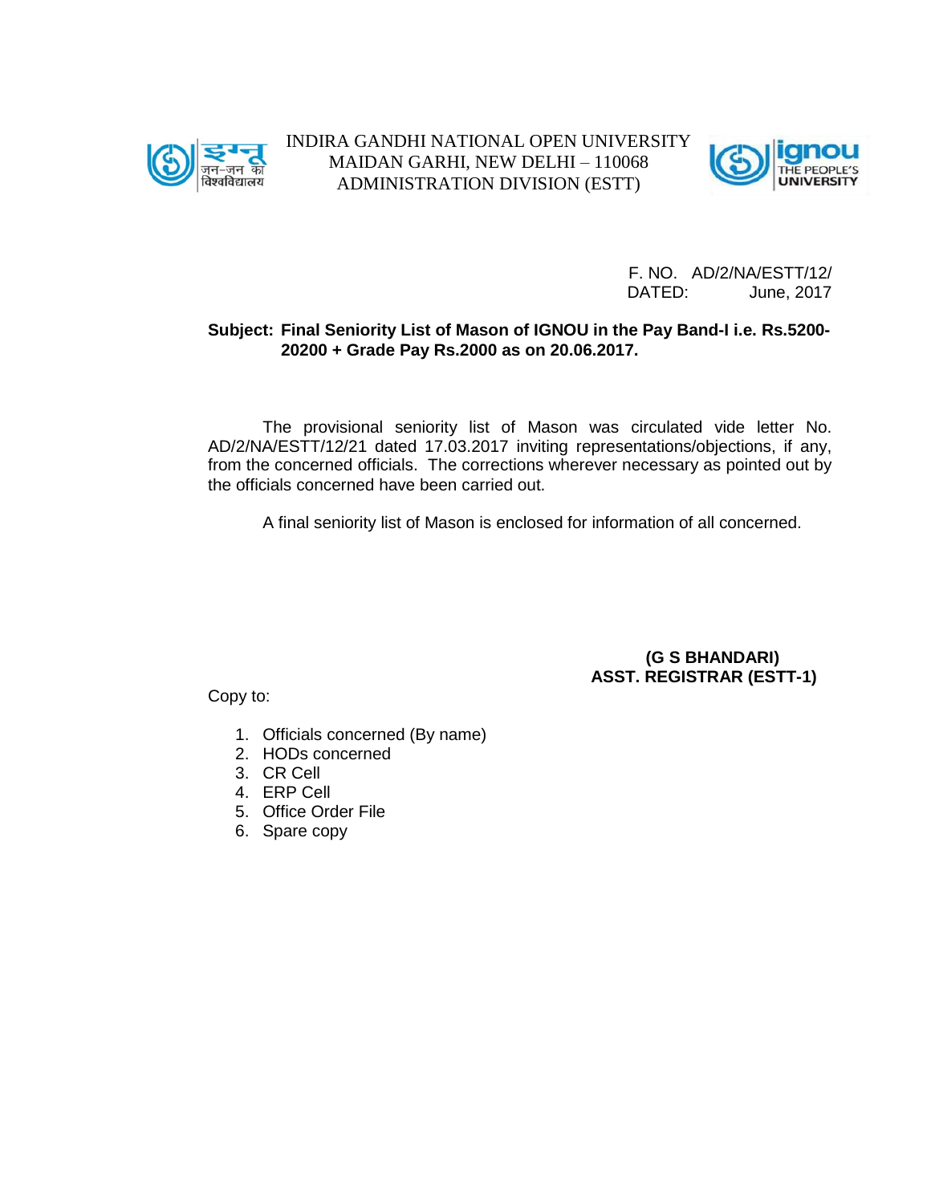INDIRA GANDHI NATIONAL OPEN UNIVERSITY
MAIDAN GARHI, NEW DELHI – 110068
ADMINISTRATION DIVISION (ESTT)

F. NO. AD/2/NA/ESTT/12/
DATED: June, 2017

**Subject: Final Seniority List of Mason of IGNOU in the Pay Band-I i.e. Rs.5200-20200 + Grade Pay Rs.2000 as on 20.06.2017.**

The provisional seniority list of Mason was circulated vide letter No. AD/2/NA/ESTT/12/21 dated 17.03.2017 inviting representations/objections, if any, from the concerned officials. The corrections wherever necessary as pointed out by the officials concerned have been carried out.

A final seniority list of Mason is enclosed for information of all concerned.

**(G S BHANDARI)**
**ASST. REGISTRAR (ESTT-1)**

Copy to:

1. Officials concerned (By name)
2. HODs concerned
3. CR Cell
4. ERP Cell
5. Office Order File
6. Spare copy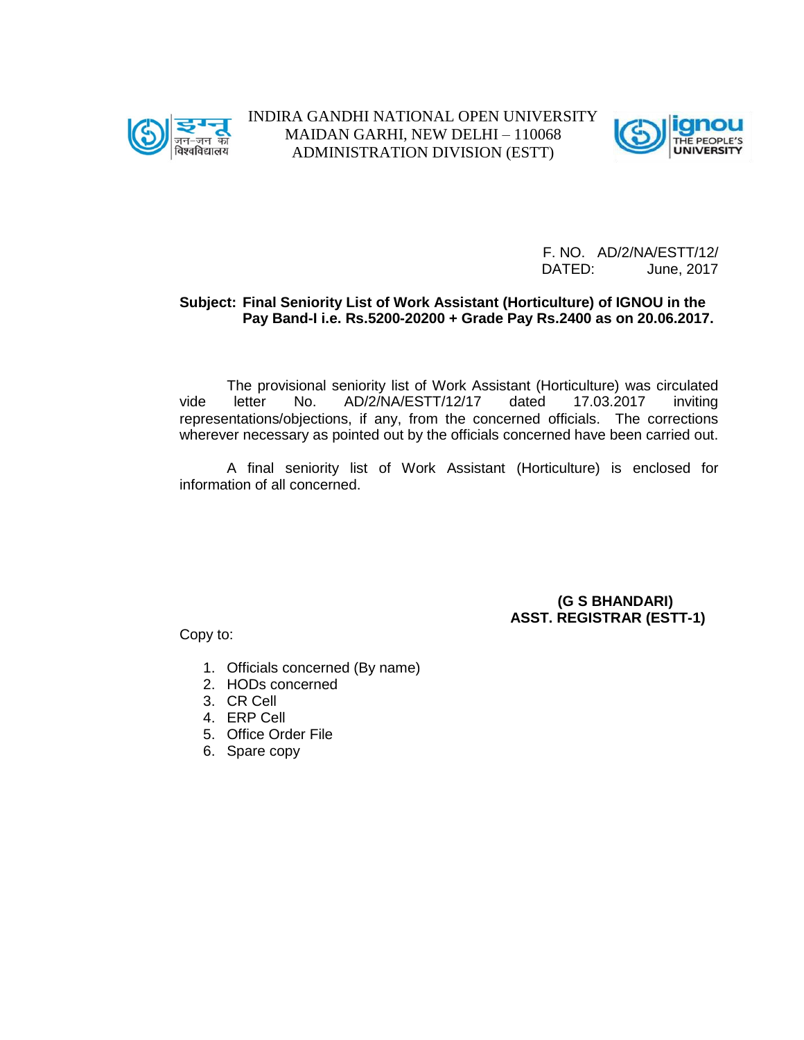INDIRA GANDHI NATIONAL OPEN UNIVERSITY
MAIDAN GARHI, NEW DELHI – 110068
ADMINISTRATION DIVISION (ESTT)

F. NO. AD/2/NA/ESTT/12/
DATED: June, 2017

**Subject: Final Seniority List of Work Assistant (Horticulture) of IGNOU in the Pay Band-I i.e. Rs.5200-20200 + Grade Pay Rs.2400 as on 20.06.2017.**

The provisional seniority list of Work Assistant (Horticulture) was circulated vide letter No. AD/2/NA/ESTT/12/17 dated 17.03.2017 inviting representations/objections, if any, from the concerned officials. The corrections wherever necessary as pointed out by the officials concerned have been carried out.

A final seniority list of Work Assistant (Horticulture) is enclosed for information of all concerned.

**(G S BHANDARI)**
**ASST. REGISTRAR (ESTT-1)**

Copy to:

1. Officials concerned (By name)
2. HODs concerned
3. CR Cell
4. ERP Cell
5. Office Order File
6. Spare copy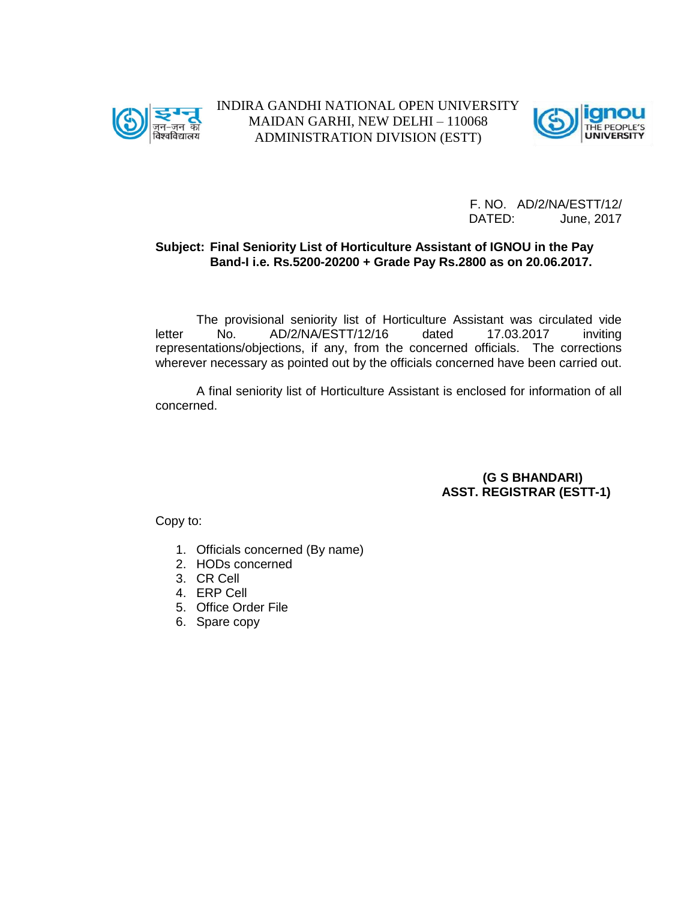INDIRA GANDHI NATIONAL OPEN UNIVERSITY
MAIDAN GARHI, NEW DELHI – 110068
ADMINISTRATION DIVISION (ESTT)

F. NO. AD/2/NA/ESTT/12/
DATED: June, 2017

**Subject: Final Seniority List of Horticulture Assistant of IGNOU in the Pay Band-I i.e. Rs.5200-20200 + Grade Pay Rs.2800 as on 20.06.2017.**

The provisional seniority list of Horticulture Assistant was circulated vide letter No. AD/2/NA/ESTT/12/16 dated 17.03.2017 inviting representations/objections, if any, from the concerned officials. The corrections wherever necessary as pointed out by the officials concerned have been carried out.

A final seniority list of Horticulture Assistant is enclosed for information of all concerned.

**(G S BHANDARI)**
**ASST. REGISTRAR (ESTT-1)**

Copy to:

1. Officials concerned (By name)
2. HODs concerned
3. CR Cell
4. ERP Cell
5. Office Order File
6. Spare copy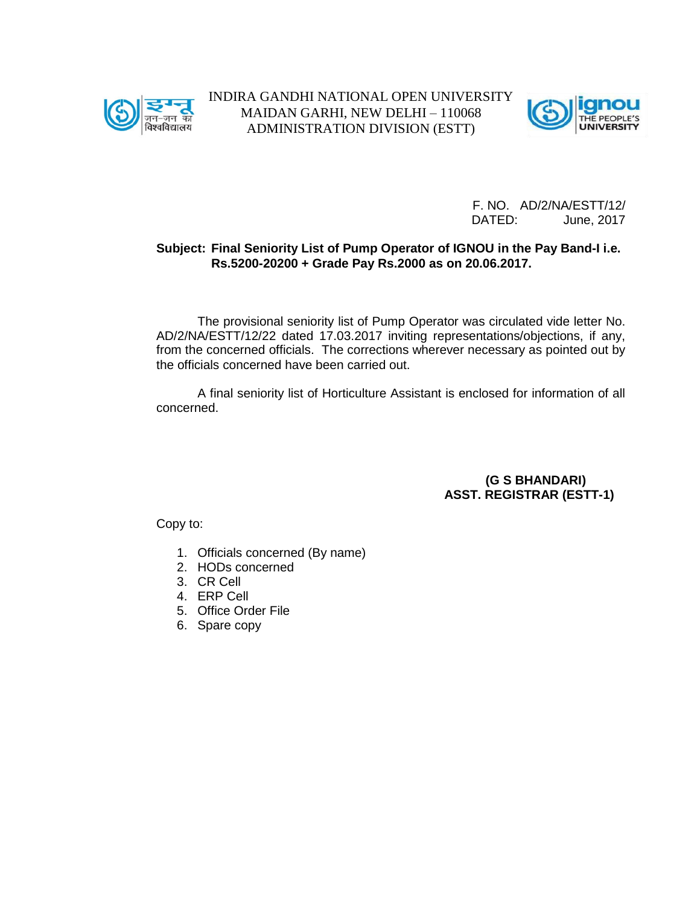INDIRA GANDHI NATIONAL OPEN UNIVERSITY
MAIDAN GARHI, NEW DELHI – 110068
ADMINISTRATION DIVISION (ESTT)

F. NO. AD/2/NA/ESTT/12/
DATED: June, 2017

**Subject: Final Seniority List of Pump Operator of IGNOU in the Pay Band-I i.e. Rs.5200-20200 + Grade Pay Rs.2000 as on 20.06.2017.**

The provisional seniority list of Pump Operator was circulated vide letter No. AD/2/NA/ESTT/12/22 dated 17.03.2017 inviting representations/objections, if any, from the concerned officials. The corrections wherever necessary as pointed out by the officials concerned have been carried out.

A final seniority list of Horticulture Assistant is enclosed for information of all concerned.

**(G S BHANDARI)**
**ASST. REGISTRAR (ESTT-1)**

Copy to:

1. Officials concerned (By name)
2. HODs concerned
3. CR Cell
4. ERP Cell
5. Office Order File
6. Spare copy